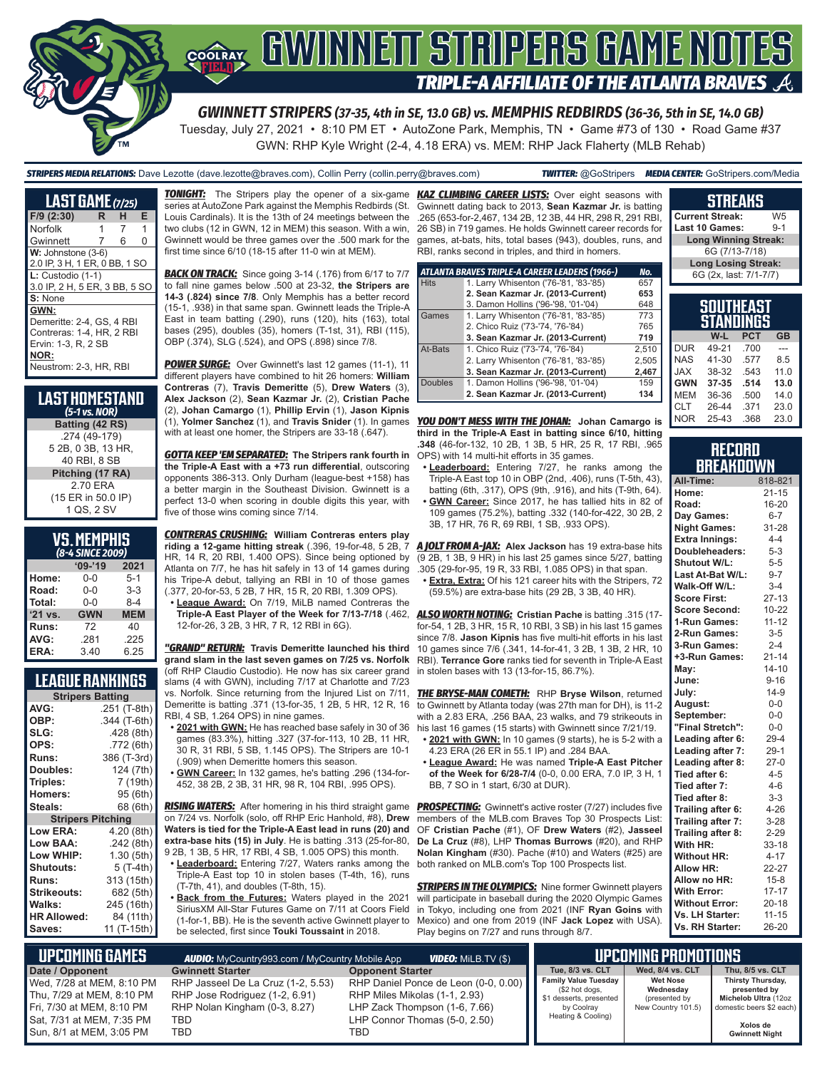# GWINNETT STRIPERS GAME NOTES

## TRIPLE-A AFFILIATE OF THE ATLANTA BRAVES

### GWINNETT STRIPERS (37-35, 4th in SE, 13.0 GB) vs. MEMPHIS REDBIRDS (36-36, 5th in SE, 14.0 GB)

Tuesday, July 27, 2021 • 8:10 PM ET • AutoZone Park, Memphis, TN • Game #73 of 130 • Road Game #37

GWN: RHP Kyle Wright (2-4, 4.18 ERA) vs. MEM: RHP Jack Flaherty (MLB Rehab)

**STRIPERS MEDIA RELATIONS:** Dave Lezotte (dave.lezotte@braves.com), Collin Perry (collin.perry@braves.com) **TWITTER:** @GoStripers **MEDIA CENTER:** GoStripers.com/Media

## LAST GAME (7/25)

| F/9 (2:30) | R | H | E |
|---|---|---|---|
| Norfolk | 1 | 7 | 1 |
| Gwinnett | 7 | 6 | 0 |

**W:** Johnstone (3-6)
2.0 IP, 3 H, 1 ER, 0 BB, 1 SO

**L:** Custodio (1-1)
3.0 IP, 2 H, 5 ER, 3 BB, 5 SO

**S:** None

**GWN:**
Demeritte: 2-4, GS, 4 RBI
Contreras: 1-4, HR, 2 RBI
Ervin: 1-3, R, 2 SB

**NOR:**
Neustrom: 2-3, HR, RBI

## LAST HOMESTAND
*(5-1 vs. NOR)*

**Batting (42 RS)**
.274 (49-179)
5 2B, 0 3B, 13 HR,
40 RBI, 8 SB

**Pitching (17 RA)**
2.70 ERA
(15 ER in 50.0 IP)
1 QS, 2 SV

## VS. MEMPHIS
*(8-4 SINCE 2009)*

| | '09-'19 | 2021 |
|---|---|---|
| Home: | 0-0 | 5-1 |
| Road: | 0-0 | 3-3 |
| Total: | 0-0 | 8-4 |
| '21 vs. | GWN | MEM |
| Runs: | 72 | 40 |
| AVG: | .281 | .225 |
| ERA: | 3.40 | 6.25 |

## LEAGUE RANKINGS

| Stripers Batting | |
|---|---|
| AVG: | .251 (T-8th) |
| OBP: | .344 (T-6th) |
| SLG: | .428 (8th) |
| OPS: | .772 (6th) |
| Runs: | 386 (T-3rd) |
| Doubles: | 124 (7th) |
| Triples: | 7 (19th) |
| Homers: | 95 (6th) |
| Steals: | 68 (6th) |
| **Stripers Pitching** | |
| Low ERA: | 4.20 (8th) |
| Low BAA: | .242 (8th) |
| Low WHIP: | 1.30 (5th) |
| Shutouts: | 5 (T-4th) |
| Runs: | 313 (15th) |
| Strikeouts: | 682 (5th) |
| Walks: | 245 (16th) |
| HR Allowed: | 84 (11th) |
| Saves: | 11 (T-15th) |

***TONIGHT:*** The Stripers play the opener of a six-game series at AutoZone Park against the Memphis Redbirds (St. Louis Cardinals). It is the 13th of 24 meetings between the two clubs (12 in GWN, 12 in MEM) this season. With a win, Gwinnett would be three games over the .500 mark for the first time since 6/10 (18-15 after 11-0 win at MEM).

***BACK ON TRACK:*** Since going 3-14 (.176) from 6/17 to 7/7 to fall nine games below .500 at 23-32, **the Stripers are 14-3 (.824) since 7/8**. Only Memphis has a better record (15-1, .938) in that same span. Gwinnett leads the Triple-A East in team batting (.290), runs (120), hits (163), total bases (295), doubles (35), homers (T-1st, 31), RBI (115), OBP (.374), SLG (.524), and OPS (.898) since 7/8.

***POWER SURGE:*** Over Gwinnett's last 12 games (11-1), 11 different players have combined to hit 26 homers: **William Contreras** (7), **Travis Demeritte** (5), **Drew Waters** (3), **Alex Jackson** (2), **Sean Kazmar Jr.** (2), **Cristian Pache** (2), **Johan Camargo** (1), **Phillip Ervin** (1), **Jason Kipnis** (1), **Yolmer Sanchez** (1), and **Travis Snider** (1). In games with at least one homer, the Stripers are 33-18 (.647).

***GOTTA KEEP 'EM SEPARATED:*** **The Stripers rank fourth in the Triple-A East with a +73 run differential**, outscoring opponents 386-313. Only Durham (league-best +158) has a better margin in the Southeast Division. Gwinnett is a perfect 13-0 when scoring in double digits this year, with five of those wins coming since 7/14.

***CONTRERAS CRUSHING:*** **William Contreras enters play riding a 12-game hitting streak** (.396, 19-for-48, 5 2B, 7 HR, 14 R, 20 RBI, 1.400 OPS). Since being optioned by Atlanta on 7/7, he has hit safely in 13 of 14 games during his Triple-A debut, tallying an RBI in 10 of those games (.377, 20-for-53, 5 2B, 7 HR, 15 R, 20 RBI, 1.309 OPS).

- **League Award:** On 7/19, MiLB named Contreras the **Triple-A East Player of the Week for 7/13-7/18** (.462, 12-for-26, 3 2B, 3 HR, 7 R, 12 RBI in 6G).

***"GRAND" RETURN:*** **Travis Demeritte launched his third grand slam in the last seven games on 7/25 vs. Norfolk** (off RHP Claudio Custodio). He now has six career grand slams (4 with GWN), including 7/17 at Charlotte and 7/23 vs. Norfolk. Since returning from the Injured List on 7/11, Demeritte is batting .371 (13-for-35, 1 2B, 5 HR, 12 R, 16 RBI, 4 SB, 1.264 OPS) in nine games.

- **2021 with GWN:** He has reached base safely in 30 of 36 games (83.3%), hitting .327 (37-for-113, 10 2B, 11 HR, 30 R, 31 RBI, 5 SB, 1.145 OPS). The Stripers are 10-1 (.909) when Demeritte homers this season.
- **GWN Career:** In 132 games, he's batting .296 (134-for-452, 38 2B, 2 3B, 31 HR, 98 R, 104 RBI, .995 OPS).

***RISING WATERS:*** After homering in his third straight game on 7/24 vs. Norfolk (solo, off RHP Eric Hanhold, #8), **Drew Waters is tied for the Triple-A East lead in runs (20) and extra-base hits (15) in July**. He is batting .313 (25-for-80, 9 2B, 1 3B, 5 HR, 17 RBI, 4 SB, 1.005 OPS) this month.

- **Leaderboard:** Entering 7/27, Waters ranks among the Triple-A East top 10 in stolen bases (T-4th, 16), runs (T-7th, 41), and doubles (T-8th, 15).
- **Back from the Futures:** Waters played in the 2021 SiriusXM All-Star Futures Game on 7/11 at Coors Field (1-for-1, BB). He is the seventh active Gwinnett player to be selected, first since **Touki Toussaint** in 2018.

***KAZ CLIMBING CAREER LISTS:*** Over eight seasons with Gwinnett dating back to 2013, **Sean Kazmar Jr.** is batting .265 (653-for-2,467, 134 2B, 12 3B, 44 HR, 298 R, 291 RBI, 26 SB) in 719 games. He holds Gwinnett career records for games, at-bats, hits, total bases (943), doubles, runs, and RBI, ranks second in triples, and third in homers.

| ATLANTA BRAVES TRIPLE-A CAREER LEADERS (1966-) | | No. |
|---|---|---|
| Hits | 1. Larry Whisenton ('76-'81, '83-'85) | 657 |
| | **2. Sean Kazmar Jr. (2013-Current)** | **653** |
| | 3. Damon Hollins ('96-'98, '01-'04) | 648 |
| Games | 1. Larry Whisenton ('76-'81, '83-'85) | 773 |
| | 2. Chico Ruiz ('73-'74, '76-'84) | 765 |
| | **3. Sean Kazmar Jr. (2013-Current)** | **719** |
| At-Bats | 1. Chico Ruiz ('73-'74, '76-'84) | 2,510 |
| | 2. Larry Whisenton ('76-'81, '83-'85) | 2,505 |
| | **3. Sean Kazmar Jr. (2013-Current)** | **2,467** |
| Doubles | 1. Damon Hollins ('96-'98, '01-'04) | 159 |
| | **2. Sean Kazmar Jr. (2013-Current)** | **134** |

***YOU DON'T MESS WITH THE JOHAN:*** **Johan Camargo is third in the Triple-A East in batting since 6/10, hitting .348** (46-for-132, 10 2B, 1 3B, 5 HR, 25 R, 17 RBI, .965 OPS) with 14 multi-hit efforts in 35 games.

- **Leaderboard:** Entering 7/27, he ranks among the Triple-A East top 10 in OBP (2nd, .406), runs (T-5th, 43), batting (6th, .317), OPS (9th, .916), and hits (T-9th, 64).
- **GWN Career:** Since 2017, he has tallied hits in 82 of 109 games (75.2%), batting .332 (140-for-422, 30 2B, 2 3B, 17 HR, 76 R, 69 RBI, 1 SB, .933 OPS).

***A JOLT FROM A-JAX:*** **Alex Jackson** has 19 extra-base hits (9 2B, 1 3B, 9 HR) in his last 25 games since 5/27, batting .305 (29-for-95, 19 R, 33 RBI, 1.085 OPS) in that span.

- **Extra, Extra:** Of his 121 career hits with the Stripers, 72 (59.5%) are extra-base hits (29 2B, 3 3B, 40 HR).

***ALSO WORTH NOTING:*** **Cristian Pache** is batting .315 (17-for-54, 1 2B, 3 HR, 15 R, 10 RBI, 3 SB) in his last 15 games since 7/8. **Jason Kipnis** has five multi-hit efforts in his last 10 games since 7/6 (.341, 14-for-41, 3 2B, 1 3B, 2 HR, 10 RBI). **Terrance Gore** ranks tied for seventh in Triple-A East in stolen bases with 13 (13-for-15, 86.7%).

***THE BRYSE-MAN COMETH:*** RHP **Bryse Wilson**, returned to Gwinnett by Atlanta today (was 27th man for DH), is 11-2 with a 2.83 ERA, .256 BAA, 23 walks, and 79 strikeouts in his last 16 games (15 starts) with Gwinnett since 7/21/19.

- **2021 with GWN:** In 10 games (9 starts), he is 5-2 with a 4.23 ERA (26 ER in 55.1 IP) and .284 BAA.
- **League Award:** He was named **Triple-A East Pitcher of the Week for 6/28-7/4** (0-0, 0.00 ERA, 7.0 IP, 3 H, 1 BB, 7 SO in 1 start, 6/30 at DUR).

***PROSPECTING:*** Gwinnett's active roster (7/27) includes five members of the MLB.com Braves Top 30 Prospects List: OF **Cristian Pache** (#1), OF **Drew Waters** (#2), **Jasseel De La Cruz** (#8), LHP **Thomas Burrows** (#20), and RHP **Nolan Kingham** (#30). Pache (#10) and Waters (#25) are both ranked on MLB.com's Top 100 Prospects list.

***STRIPERS IN THE OLYMPICS:*** Nine former Gwinnett players will participate in baseball during the 2020 Olympic Games in Tokyo, including one from 2021 (INF **Ryan Goins** with Mexico) and one from 2019 (INF **Jack Lopez** with USA). Play begins on 7/27 and runs through 8/7.

## STREAKS

| | |
|---|---|
| Current Streak: | W5 |
| Last 10 Games: | 9-1 |
| **Long Winning Streak:** | |
| 6G (7/13-7/18) | |
| **Long Losing Streak:** | |
| 6G (2x, last: 7/1-7/7) | |

## SOUTHEAST STANDINGS

| | W-L | PCT | GB |
|---|---|---|---|
| DUR | 49-21 | .700 | --- |
| NAS | 41-30 | .577 | 8.5 |
| JAX | 38-32 | .543 | 11.0 |
| **GWN** | **37-35** | **.514** | **13.0** |
| MEM | 36-36 | .500 | 14.0 |
| CLT | 26-44 | .371 | 23.0 |
| NOR | 25-43 | .368 | 23.0 |

## RECORD BREAKDOWN

| | |
|---|---|
| All-Time: | 818-821 |
| Home: | 21-15 |
| Road: | 16-20 |
| Day Games: | 6-7 |
| Night Games: | 31-28 |
| Extra Innings: | 4-4 |
| Doubleheaders: | 5-3 |
| Shutout W/L: | 5-5 |
| Last At-Bat W/L: | 9-7 |
| Walk-Off W/L: | 3-4 |
| Score First: | 27-13 |
| Score Second: | 10-22 |
| 1-Run Games: | 11-12 |
| 2-Run Games: | 3-5 |
| 3-Run Games: | 2-4 |
| +3-Run Games: | 21-14 |
| May: | 14-10 |
| June: | 9-16 |
| July: | 14-9 |
| August: | 0-0 |
| September: | 0-0 |
| "Final Stretch": | 0-0 |
| Leading after 6: | 29-4 |
| Leading after 7: | 29-1 |
| Leading after 8: | 27-0 |
| Tied after 6: | 4-5 |
| Tied after 7: | 4-6 |
| Tied after 8: | 3-3 |
| Trailing after 6: | 4-26 |
| Trailing after 7: | 3-28 |
| Trailing after 8: | 2-29 |
| With HR: | 33-18 |
| Without HR: | 4-17 |
| Allow HR: | 22-27 |
| Allow no HR: | 15-8 |
| With Error: | 17-17 |
| Without Error: | 20-18 |
| Vs. LH Starter: | 11-15 |
| Vs. RH Starter: | 26-20 |

## UPCOMING GAMES

**AUDIO:** MyCountry993.com / MyCountry Mobile App **VIDEO:** MiLB.TV ($)

| Date / Opponent | Gwinnett Starter | Opponent Starter |
|---|---|---|
| Wed, 7/28 at MEM, 8:10 PM | RHP Jasseel De La Cruz (1-2, 5.53) | RHP Daniel Ponce de Leon (0-0, 0.00) |
| Thu, 7/29 at MEM, 8:10 PM | RHP Jose Rodriguez (1-2, 6.91) | RHP Miles Mikolas (1-1, 2.93) |
| Fri, 7/30 at MEM, 8:10 PM | RHP Nolan Kingham (0-3, 8.27) | LHP Zack Thompson (1-6, 7.66) |
| Sat, 7/31 at MEM, 7:35 PM | TBD | LHP Connor Thomas (5-0, 2.50) |
| Sun, 8/1 at MEM, 3:05 PM | TBD | TBD |

## UPCOMING PROMOTIONS

| Tue, 8/3 vs. CLT | Wed, 8/4 vs. CLT | Thu, 8/5 vs. CLT |
|---|---|---|
| **Family Value Tuesday** ($2 hot dogs, $1 desserts, presented by Coolray Heating & Cooling) | **Wet Nose Wednesday** (presented by New Country 101.5) | **Thirsty Thursday, presented by Michelob Ultra** (12oz domestic beers $2 each) **Xolos de Gwinnett Night** |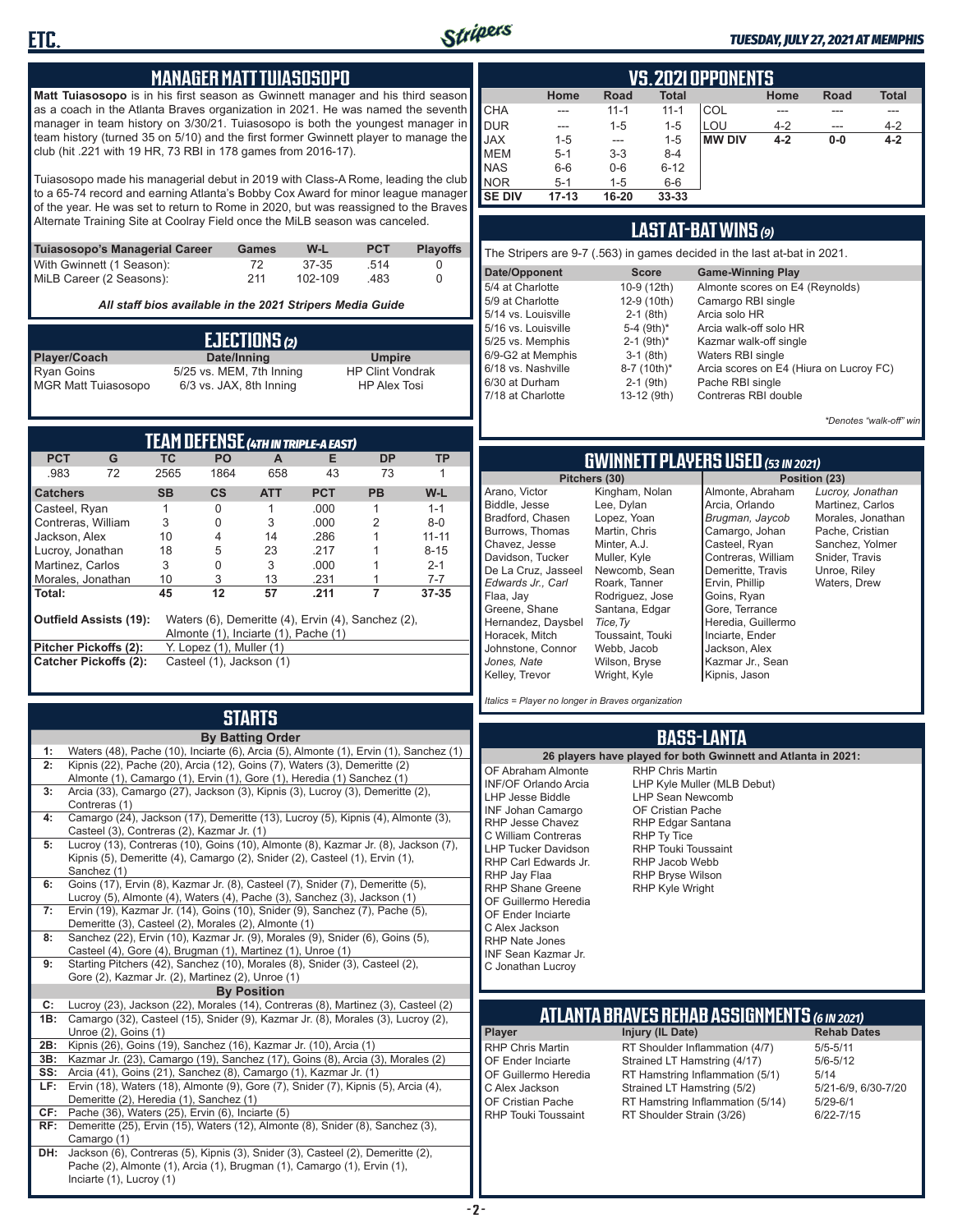## MANAGER MATT TUIASOSOPO

**Matt Tuiasosopo** is in his first season as Gwinnett manager and his third season as a coach in the Atlanta Braves organization in 2021. He was named the seventh manager in team history on 3/30/21. Tuiasosopo is both the youngest manager in team history (turned 35 on 5/10) and the first former Gwinnett player to manage the club (hit .221 with 19 HR, 73 RBI in 178 games from 2016-17).

Tuiasosopo made his managerial debut in 2019 with Class-A Rome, leading the club to a 65-74 record and earning Atlanta's Bobby Cox Award for minor league manager of the year. He was set to return to Rome in 2020, but was reassigned to the Braves Alternate Training Site at Coolray Field once the MiLB season was canceled.

| Tuiasosopo's Managerial Career | Games | W-L | PCT | Playoffs |
|---|---|---|---|---|
| With Gwinnett (1 Season): | 72 | 37-35 | .514 | 0 |
| MiLB Career (2 Seasons): | 211 | 102-109 | .483 | 0 |

*All staff bios available in the 2021 Stripers Media Guide*

## EJECTIONS (2)

| Player/Coach | Date/Inning | Umpire |
|---|---|---|
| Ryan Goins | 5/25 vs. MEM, 7th Inning | HP Clint Vondrak |
| MGR Matt Tuiasosopo | 6/3 vs. JAX, 8th Inning | HP Alex Tosi |

## TEAM DEFENSE (4TH IN TRIPLE-A EAST)

| PCT | G | TC | PO | A | E | DP | TP |
|---|---|---|---|---|---|---|---|
| .983 | 72 | 2565 | 1864 | 658 | 43 | 73 | 1 |

| Catchers | SB | CS | ATT | PCT | PB | W-L |
|---|---|---|---|---|---|---|
| Casteel, Ryan | 1 | 0 | 1 | .000 | 1 | 1-1 |
| Contreras, William | 3 | 0 | 3 | .000 | 2 | 8-0 |
| Jackson, Alex | 10 | 4 | 14 | .286 | 1 | 11-11 |
| Lucroy, Jonathan | 18 | 5 | 23 | .217 | 1 | 8-15 |
| Martinez, Carlos | 3 | 0 | 3 | .000 | 1 | 2-1 |
| Morales, Jonathan | 10 | 3 | 13 | .231 | 1 | 7-7 |
| **Total:** | **45** | **12** | **57** | **.211** | **7** | **37-35** |

**Outfield Assists (19):** Waters (6), Demeritte (4), Ervin (4), Sanchez (2), Almonte (1), Inciarte (1), Pache (1)

**Pitcher Pickoffs (2):** Y. Lopez (1), Muller (1)

**Catcher Pickoffs (2):** Casteel (1), Jackson (1)

## STARTS

**By Batting Order**

| | |
|---|---|
| 1: | Waters (48), Pache (10), Inciarte (6), Arcia (5), Almonte (1), Ervin (1), Sanchez (1) |
| 2: | Kipnis (22), Pache (20), Arcia (12), Goins (7), Waters (3), Demeritte (2), Almonte (1), Camargo (1), Ervin (1), Gore (1), Heredia (1) Sanchez (1) |
| 3: | Arcia (33), Camargo (27), Jackson (3), Kipnis (3), Lucroy (3), Demeritte (2), Contreras (1) |
| 4: | Camargo (24), Jackson (17), Demeritte (13), Lucroy (5), Kipnis (4), Almonte (3), Casteel (3), Contreras (2), Kazmar Jr. (1) |
| 5: | Lucroy (13), Contreras (10), Goins (10), Almonte (8), Kazmar Jr. (8), Jackson (7), Kipnis (5), Demeritte (4), Camargo (2), Snider (2), Casteel (1), Ervin (1), Sanchez (1) |
| 6: | Goins (17), Ervin (8), Kazmar Jr. (8), Casteel (7), Snider (7), Demeritte (5), Lucroy (5), Almonte (4), Waters (4), Pache (3), Sanchez (3), Jackson (1) |
| 7: | Ervin (19), Kazmar Jr. (14), Goins (10), Snider (9), Sanchez (7), Pache (5), Demeritte (3), Casteel (2), Morales (2), Almonte (1) |
| 8: | Sanchez (22), Ervin (10), Kazmar Jr. (9), Morales (9), Snider (6), Goins (5), Casteel (4), Gore (4), Brugman (1), Martinez (1), Unroe (1) |
| 9: | Starting Pitchers (42), Sanchez (10), Morales (8), Snider (3), Casteel (2), Gore (2), Kazmar Jr. (2), Martinez (2), Unroe (1) |

**By Position**

| | |
|---|---|
| C: | Lucroy (23), Jackson (22), Morales (14), Contreras (8), Martinez (3), Casteel (2) |
| 1B: | Camargo (32), Casteel (15), Snider (9), Kazmar Jr. (8), Morales (3), Lucroy (2), Unroe (2), Goins (1) |
| 2B: | Kipnis (26), Goins (19), Sanchez (16), Kazmar Jr. (10), Arcia (1) |
| 3B: | Kazmar Jr. (23), Camargo (19), Sanchez (17), Goins (8), Arcia (3), Morales (2) |
| SS: | Arcia (41), Goins (21), Sanchez (8), Camargo (1), Kazmar Jr. (1) |
| LF: | Ervin (18), Waters (18), Almonte (9), Gore (7), Snider (7), Kipnis (5), Arcia (4), Demeritte (2), Heredia (1), Sanchez (1) |
| CF: | Pache (36), Waters (25), Ervin (6), Inciarte (5) |
| RF: | Demeritte (25), Ervin (15), Waters (12), Almonte (8), Snider (8), Sanchez (3), Camargo (1) |
| DH: | Jackson (6), Contreras (5), Kipnis (3), Snider (3), Casteel (2), Demeritte (2), Pache (2), Almonte (1), Arcia (1), Brugman (1), Camargo (1), Ervin (1), Inciarte (1), Lucroy (1) |

## VS. 2021 OPPONENTS

| | Home | Road | Total | | Home | Road | Total |
|---|---|---|---|---|---|---|---|
| CHA | --- | 11-1 | 11-1 | COL | --- | --- | --- |
| DUR | --- | 1-5 | 1-5 | LOU | 4-2 | --- | 4-2 |
| JAX | 1-5 | --- | 1-5 | **MW DIV** | **4-2** | **0-0** | **4-2** |
| MEM | 5-1 | 3-3 | 8-4 | | | | |
| NAS | 6-6 | 0-6 | 6-12 | | | | |
| NOR | 5-1 | 1-5 | 6-6 | | | | |
| **SE DIV** | **17-13** | **16-20** | **33-33** | | | | |

## LAST AT-BAT WINS (9)

The Stripers are 9-7 (.563) in games decided in the last at-bat in 2021.

| Date/Opponent | Score | Game-Winning Play |
|---|---|---|
| 5/4 at Charlotte | 10-9 (12th) | Almonte scores on E4 (Reynolds) |
| 5/9 at Charlotte | 12-9 (10th) | Camargo RBI single |
| 5/14 vs. Louisville | 2-1 (8th) | Arcia solo HR |
| 5/16 vs. Louisville | 5-4 (9th)* | Arcia walk-off solo HR |
| 5/25 vs. Memphis | 2-1 (9th)* | Kazmar walk-off single |
| 6/9-G2 at Memphis | 3-1 (8th) | Waters RBI single |
| 6/18 vs. Nashville | 8-7 (10th)* | Arcia scores on E4 (Hiura on Lucroy FC) |
| 6/30 at Durham | 2-1 (9th) | Pache RBI single |
| 7/18 at Charlotte | 13-12 (9th) | Contreras RBI double |

*Denotes "walk-off" win

## GWINNETT PLAYERS USED (53 IN 2021)

**Pitchers (30):** Arano, Victor; Biddle, Jesse; Bradford, Chasen; Burrows, Thomas; Chavez, Jesse; Davidson, Tucker; De La Cruz, Jasseel; *Edwards Jr., Carl*; Flaa, Jay; Greene, Shane; Hernandez, Daysbel; Horacek, Mitch; Johnstone, Connor; *Jones, Nate*; Kelley, Trevor; Kingham, Nolan; Lee, Dylan; Lopez, Yoan; Martin, Chris; Minter, A.J.; Muller, Kyle; Newcomb, Sean; Roark, Tanner; Rodriguez, Jose; Santana, Edgar; *Tice, Ty*; Toussaint, Touki; Webb, Jacob; Wilson, Bryse; Wright, Kyle

**Position (23):** Almonte, Abraham; Arcia, Orlando; *Brugman, Jaycob*; Camargo, Johan; Casteel, Ryan; Contreras, William; Demeritte, Travis; Ervin, Phillip; Goins, Ryan; Gore, Terrance; Heredia, Guillermo; Inciarte, Ender; Jackson, Alex; Kazmar Jr., Sean; Kipnis, Jason; *Lucroy, Jonathan*; Martinez, Carlos; Morales, Jonathan; Pache, Cristian; Sanchez, Yolmer; Snider, Travis; Unroe, Riley; Waters, Drew

*Italics = Player no longer in Braves organization*

## BASS-LANTA

**26 players have played for both Gwinnett and Atlanta in 2021:**

- OF Abraham Almonte
- INF/OF Orlando Arcia
- LHP Jesse Biddle
- INF Johan Camargo
- RHP Jesse Chavez
- C William Contreras
- LHP Tucker Davidson
- RHP Carl Edwards Jr.
- RHP Jay Flaa
- RHP Shane Greene
- OF Guillermo Heredia
- OF Ender Inciarte
- C Alex Jackson
- RHP Nate Jones
- INF Sean Kazmar Jr.
- C Jonathan Lucroy
- RHP Chris Martin
- LHP Kyle Muller (MLB Debut)
- LHP Sean Newcomb
- OF Cristian Pache
- RHP Edgar Santana
- RHP Ty Tice
- RHP Touki Toussaint
- RHP Jacob Webb
- RHP Bryse Wilson
- RHP Kyle Wright

## ATLANTA BRAVES REHAB ASSIGNMENTS (6 IN 2021)

| Player | Injury (IL Date) | Rehab Dates |
|---|---|---|
| RHP Chris Martin | RT Shoulder Inflammation (4/7) | 5/5-5/11 |
| OF Ender Inciarte | Strained LT Hamstring (4/17) | 5/6-5/12 |
| OF Guillermo Heredia | RT Hamstring Inflammation (5/1) | 5/14 |
| C Alex Jackson | Strained LT Hamstring (5/2) | 5/21-6/9, 6/30-7/20 |
| OF Cristian Pache | RT Hamstring Inflammation (5/14) | 5/29-6/1 |
| RHP Touki Toussaint | RT Shoulder Strain (3/26) | 6/22-7/15 |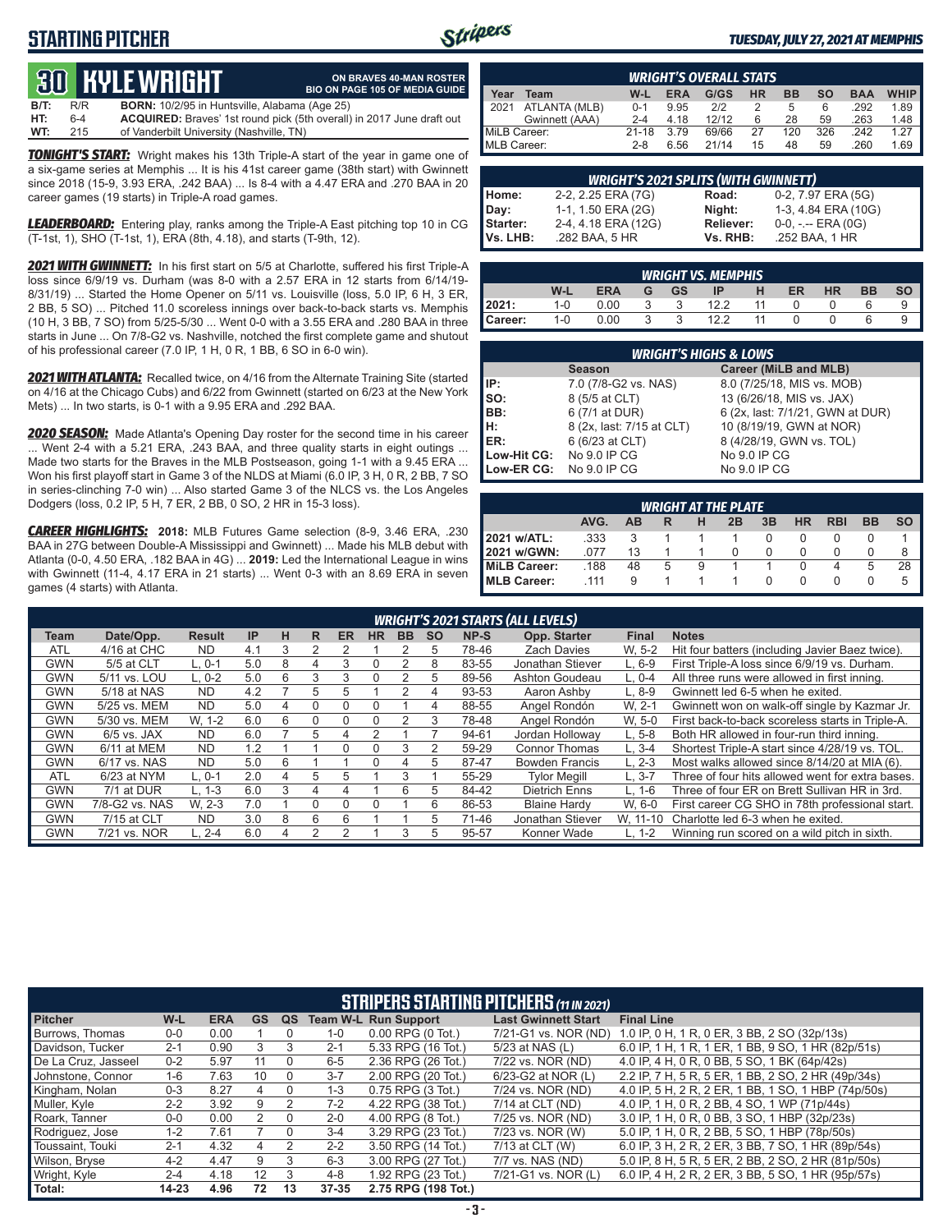# STARTING PITCHER

*TUESDAY, JULY 27, 2021 AT MEMPHIS*

## 30 KYLE WRIGHT

**ON BRAVES 40-MAN ROSTER**
**BIO ON PAGE 105 OF MEDIA GUIDE**

| | | |
|---|---|---|
| **B/T:** | R/R | **BORN:** 10/2/95 in Huntsville, Alabama (Age 25) |
| **HT:** | 6-4 | **ACQUIRED:** Braves' 1st round pick (5th overall) in 2017 June draft out |
| **WT:** | 215 | of Vanderbilt University (Nashville, TN) |

***TONIGHT'S START:*** Wright makes his 13th Triple-A start of the year in game one of a six-game series at Memphis ... It is his 41st career game (38th start) with Gwinnett since 2018 (15-9, 3.93 ERA, .242 BAA) ... Is 8-4 with a 4.47 ERA and .270 BAA in 20 career games (19 starts) in Triple-A road games.

***LEADERBOARD:*** Entering play, ranks among the Triple-A East pitching top 10 in CG (T-1st, 1), SHO (T-1st, 1), ERA (8th, 4.18), and starts (T-9th, 12).

***2021 WITH GWINNETT:*** In his first start on 5/5 at Charlotte, suffered his first Triple-A loss since 6/9/19 vs. Durham (was 8-0 with a 2.57 ERA in 12 starts from 6/14/19-8/31/19) ... Started the Home Opener on 5/11 vs. Louisville (loss, 5.0 IP, 6 H, 3 ER, 2 BB, 5 SO) ... Pitched 11.0 scoreless innings over back-to-back starts vs. Memphis (10 H, 3 BB, 7 SO) from 5/25-5/30 ... Went 0-0 with a 3.55 ERA and .280 BAA in three starts in June ... On 7/8-G2 vs. Nashville, notched the first complete game and shutout of his professional career (7.0 IP, 1 H, 0 R, 1 BB, 6 SO in 6-0 win).

***2021 WITH ATLANTA:*** Recalled twice, on 4/16 from the Alternate Training Site (started on 4/16 at the Chicago Cubs) and 6/22 from Gwinnett (started on 6/23 at the New York Mets) ... In two starts, is 0-1 with a 9.95 ERA and .292 BAA.

***2020 SEASON:*** Made Atlanta's Opening Day roster for the second time in his career ... Went 2-4 with a 5.21 ERA, .243 BAA, and three quality starts in eight outings ... Made two starts for the Braves in the MLB Postseason, going 1-1 with a 9.45 ERA ... Won his first playoff start in Game 3 of the NLDS at Miami (6.0 IP, 3 H, 0 R, 2 BB, 7 SO in series-clinching 7-0 win) ... Also started Game 3 of the NLCS vs. the Los Angeles Dodgers (loss, 0.2 IP, 5 H, 7 ER, 2 BB, 0 SO, 2 HR in 15-3 loss).

***CAREER HIGHLIGHTS:*** **2018:** MLB Futures Game selection (8-9, 3.46 ERA, .230 BAA in 27G between Double-A Mississippi and Gwinnett) ... Made his MLB debut with Atlanta (0-0, 4.50 ERA, .182 BAA in 4G) ... **2019:** Led the International League in wins with Gwinnett (11-4, 4.17 ERA in 21 starts) ... Went 0-3 with an 8.69 ERA in seven games (4 starts) with Atlanta.

### WRIGHT'S OVERALL STATS

| Year | Team | W-L | ERA | G/GS | HR | BB | SO | BAA | WHIP |
|---|---|---|---|---|---|---|---|---|---|
| 2021 | ATLANTA (MLB) | 0-1 | 9.95 | 2/2 | 2 | 5 | 6 | .292 | 1.89 |
| | Gwinnett (AAA) | 2-4 | 4.18 | 12/12 | 6 | 28 | 59 | .263 | 1.48 |
| MiLB Career: | | 21-18 | 3.79 | 69/66 | 27 | 120 | 326 | .242 | 1.27 |
| MLB Career: | | 2-8 | 6.56 | 21/14 | 15 | 48 | 59 | .260 | 1.69 |

### WRIGHT'S 2021 SPLITS (WITH GWINNETT)

| | | | |
|---|---|---|---|
| **Home:** | 2-2, 2.25 ERA (7G) | **Road:** | 0-2, 7.97 ERA (5G) |
| **Day:** | 1-1, 1.50 ERA (2G) | **Night:** | 1-3, 4.84 ERA (10G) |
| **Starter:** | 2-4, 4.18 ERA (12G) | **Reliever:** | 0-0, -.-- ERA (0G) |
| **Vs. LHB:** | .282 BAA, 5 HR | **Vs. RHB:** | .252 BAA, 1 HR |

### WRIGHT VS. MEMPHIS

| | W-L | ERA | G | GS | IP | H | ER | HR | BB | SO |
|---|---|---|---|---|---|---|---|---|---|---|
| **2021:** | 1-0 | 0.00 | 3 | 3 | 12.2 | 11 | 0 | 0 | 6 | 9 |
| **Career:** | 1-0 | 0.00 | 3 | 3 | 12.2 | 11 | 0 | 0 | 6 | 9 |

### WRIGHT'S HIGHS & LOWS

| | Season | Career (MiLB and MLB) |
|---|---|---|
| **IP:** | 7.0 (7/8-G2 vs. NAS) | 8.0 (7/25/18, MIS vs. MOB) |
| **SO:** | 8 (5/5 at CLT) | 13 (6/26/18, MIS vs. JAX) |
| **BB:** | 6 (7/1 at DUR) | 6 (2x, last: 7/1/21, GWN at DUR) |
| **H:** | 8 (2x, last: 7/15 at CLT) | 10 (8/19/19, GWN at NOR) |
| **ER:** | 6 (6/23 at CLT) | 8 (4/28/19, GWN vs. TOL) |
| **Low-Hit CG:** | No 9.0 IP CG | No 9.0 IP CG |
| **Low-ER CG:** | No 9.0 IP CG | No 9.0 IP CG |

### WRIGHT AT THE PLATE

| | AVG. | AB | R | H | 2B | 3B | HR | RBI | BB | SO |
|---|---|---|---|---|---|---|---|---|---|---|
| **2021 w/ATL:** | .333 | 3 | 1 | 1 | 1 | 0 | 0 | 0 | 0 | 1 |
| **2021 w/GWN:** | .077 | 13 | 1 | 1 | 0 | 0 | 0 | 0 | 0 | 8 |
| **MiLB Career:** | .188 | 48 | 5 | 9 | 1 | 1 | 0 | 4 | 5 | 28 |
| **MLB Career:** | .111 | 9 | 1 | 1 | 1 | 0 | 0 | 0 | 0 | 5 |

### WRIGHT'S 2021 STARTS (ALL LEVELS)

| Team | Date/Opp. | Result | IP | H | R | ER | HR | BB | SO | NP-S | Opp. Starter | Final | Notes |
|---|---|---|---|---|---|---|---|---|---|---|---|---|---|
| ATL | 4/16 at CHC | ND | 4.1 | 3 | 2 | 2 | 1 | 2 | 5 | 78-46 | Zach Davies | W, 5-2 | Hit four batters (including Javier Baez twice). |
| GWN | 5/5 at CLT | L, 0-1 | 5.0 | 8 | 4 | 3 | 0 | 2 | 8 | 83-55 | Jonathan Stiever | L, 6-9 | First Triple-A loss since 6/9/19 vs. Durham. |
| GWN | 5/11 vs. LOU | L, 0-2 | 5.0 | 6 | 3 | 3 | 0 | 2 | 5 | 89-56 | Ashton Goudeau | L, 0-4 | All three runs were allowed in first inning. |
| GWN | 5/18 at NAS | ND | 4.2 | 7 | 5 | 5 | 1 | 2 | 4 | 93-53 | Aaron Ashby | L, 8-9 | Gwinnett led 6-5 when he exited. |
| GWN | 5/25 vs. MEM | ND | 5.0 | 4 | 0 | 0 | 0 | 1 | 4 | 88-55 | Angel Rondón | W, 2-1 | Gwinnett won on walk-off single by Kazmar Jr. |
| GWN | 5/30 vs. MEM | W, 1-2 | 6.0 | 6 | 0 | 0 | 0 | 2 | 3 | 78-48 | Angel Rondón | W, 5-0 | First back-to-back scoreless starts in Triple-A. |
| GWN | 6/5 vs. JAX | ND | 6.0 | 7 | 5 | 4 | 2 | 1 | 7 | 94-61 | Jordan Holloway | L, 5-8 | Both HR allowed in four-run third inning. |
| GWN | 6/11 at MEM | ND | 1.2 | 1 | 1 | 0 | 0 | 3 | 2 | 59-29 | Connor Thomas | L, 3-4 | Shortest Triple-A start since 4/28/19 vs. TOL. |
| GWN | 6/17 vs. NAS | ND | 5.0 | 6 | 1 | 1 | 0 | 4 | 5 | 87-47 | Bowden Francis | L, 2-3 | Most walks allowed since 8/14/20 at MIA (6). |
| ATL | 6/23 at NYM | L, 0-1 | 2.0 | 4 | 5 | 5 | 1 | 3 | 1 | 55-29 | Tylor Megill | L, 3-7 | Three of four hits allowed went for extra bases. |
| GWN | 7/1 at DUR | L, 1-3 | 6.0 | 3 | 4 | 4 | 1 | 6 | 5 | 84-42 | Dietrich Enns | L, 1-6 | Three of four ER on Brett Sullivan HR in 3rd. |
| GWN | 7/8-G2 vs. NAS | W, 2-3 | 7.0 | 1 | 0 | 0 | 0 | 1 | 6 | 86-53 | Blaine Hardy | W, 6-0 | First career CG SHO in 78th professional start. |
| GWN | 7/15 at CLT | ND | 3.0 | 8 | 6 | 6 | 1 | 1 | 5 | 71-46 | Jonathan Stiever | W, 11-10 | Charlotte led 6-3 when he exited. |
| GWN | 7/21 vs. NOR | L, 2-4 | 6.0 | 4 | 2 | 2 | 1 | 3 | 5 | 95-57 | Konner Wade | L, 1-2 | Winning run scored on a wild pitch in sixth. |

### STRIPERS STARTING PITCHERS *(11 IN 2021)*

| Pitcher | W-L | ERA | GS | QS | Team W-L | Run Support | Last Gwinnett Start | Final Line |
|---|---|---|---|---|---|---|---|---|
| Burrows, Thomas | 0-0 | 0.00 | 1 | 0 | 1-0 | 0.00 RPG (0 Tot.) | 7/21-G1 vs. NOR (ND) | 1.0 IP, 0 H, 1 R, 0 ER, 3 BB, 2 SO (32p/13s) |
| Davidson, Tucker | 2-1 | 0.90 | 3 | 3 | 2-1 | 5.33 RPG (16 Tot.) | 5/23 at NAS (L) | 6.0 IP, 1 H, 1 R, 1 ER, 1 BB, 9 SO, 1 HR (82p/51s) |
| De La Cruz, Jasseel | 0-2 | 5.97 | 11 | 0 | 6-5 | 2.36 RPG (26 Tot.) | 7/22 vs. NOR (ND) | 4.0 IP, 4 H, 0 R, 0 BB, 5 SO, 1 BK (64p/42s) |
| Johnstone, Connor | 1-6 | 7.63 | 10 | 0 | 3-7 | 2.00 RPG (20 Tot.) | 6/23-G2 at NOR (L) | 2.2 IP, 7 H, 5 R, 5 ER, 1 BB, 2 SO, 2 HR (49p/34s) |
| Kingham, Nolan | 0-3 | 8.27 | 4 | 0 | 1-3 | 0.75 RPG (3 Tot.) | 7/24 vs. NOR (ND) | 4.0 IP, 5 H, 2 R, 2 ER, 1 BB, 1 SO, 1 HBP (74p/50s) |
| Muller, Kyle | 2-2 | 3.92 | 9 | 2 | 7-2 | 4.22 RPG (38 Tot.) | 7/14 at CLT (ND) | 4.0 IP, 1 H, 0 R, 2 BB, 4 SO, 1 WP (71p/44s) |
| Roark, Tanner | 0-0 | 0.00 | 2 | 0 | 2-0 | 4.00 RPG (8 Tot.) | 7/25 vs. NOR (ND) | 3.0 IP, 1 H, 0 R, 0 BB, 3 SO, 1 HBP (32p/23s) |
| Rodriguez, Jose | 1-2 | 7.61 | 7 | 0 | 3-4 | 3.29 RPG (23 Tot.) | 7/23 vs. NOR (W) | 5.0 IP, 1 H, 0 R, 2 BB, 5 SO, 1 HBP (78p/50s) |
| Toussaint, Touki | 2-1 | 4.32 | 4 | 2 | 2-2 | 3.50 RPG (14 Tot.) | 7/13 at CLT (W) | 6.0 IP, 3 H, 2 R, 2 ER, 3 BB, 7 SO, 1 HR (89p/54s) |
| Wilson, Bryse | 4-2 | 4.47 | 9 | 3 | 6-3 | 3.00 RPG (27 Tot.) | 7/7 vs. NAS (ND) | 5.0 IP, 8 H, 5 R, 5 ER, 2 BB, 2 SO, 2 HR (81p/50s) |
| Wright, Kyle | 2-4 | 4.18 | 12 | 3 | 4-8 | 1.92 RPG (23 Tot.) | 7/21-G1 vs. NOR (L) | 6.0 IP, 4 H, 2 R, 2 ER, 3 BB, 5 SO, 1 HR (95p/57s) |
| **Total:** | **14-23** | **4.96** | **72** | **13** | **37-35** | **2.75 RPG (198 Tot.)** | | |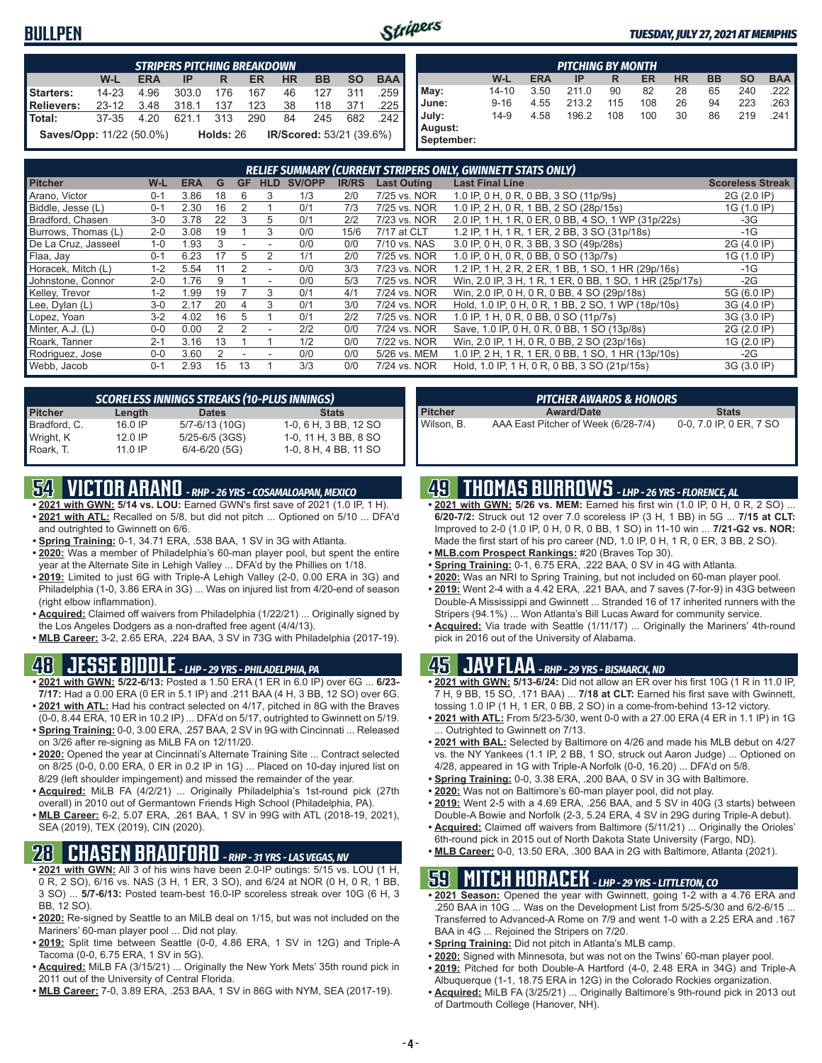# BULLPEN

*TUESDAY, JULY 27, 2021 AT MEMPHIS*

| *STRIPERS PITCHING BREAKDOWN* | W-L | ERA | IP | R | ER | HR | BB | SO | BAA |
|---|---|---|---|---|---|---|---|---|---|
| Starters: | 14-23 | 4.96 | 303.0 | 176 | 167 | 46 | 127 | 311 | .259 |
| Relievers: | 23-12 | 3.48 | 318.1 | 137 | 123 | 38 | 118 | 371 | .225 |
| Total: | 37-35 | 4.20 | 621.1 | 313 | 290 | 84 | 245 | 682 | .242 |

**Saves/Opp:** 11/22 (50.0%) **Holds:** 26 **IR/Scored:** 53/21 (39.6%)

| *PITCHING BY MONTH* | W-L | ERA | IP | R | ER | HR | BB | SO | BAA |
|---|---|---|---|---|---|---|---|---|---|
| May: | 14-10 | 3.50 | 211.0 | 90 | 82 | 28 | 65 | 240 | .222 |
| June: | 9-16 | 4.55 | 213.2 | 115 | 108 | 26 | 94 | 223 | .263 |
| July: | 14-9 | 4.58 | 196.2 | 108 | 100 | 30 | 86 | 219 | .241 |
| August: | | | | | | | | | |
| September: | | | | | | | | | |

*RELIEF SUMMARY (CURRENT STRIPERS ONLY, GWINNETT STATS ONLY)*

| Pitcher | W-L | ERA | G | GF | HLD | SV/OPP | IR/RS | Last Outing | Last Final Line | Scoreless Streak |
|---|---|---|---|---|---|---|---|---|---|---|
| Arano, Victor | 0-1 | 3.86 | 18 | 6 | 3 | 1/3 | 2/0 | 7/25 vs. NOR | 1.0 IP, 0 H, 0 R, 0 BB, 3 SO (11p/9s) | 2G (2.0 IP) |
| Biddle, Jesse (L) | 0-1 | 2.30 | 16 | 2 | 1 | 0/1 | 7/3 | 7/25 vs. NOR | 1.0 IP, 2 H, 0 R, 1 BB, 2 SO (28p/15s) | 1G (1.0 IP) |
| Bradford, Chasen | 3-0 | 3.78 | 22 | 3 | 5 | 0/1 | 2/2 | 7/23 vs. NOR | 2.0 IP, 1 H, 1 R, 0 ER, 0 BB, 4 SO, 1 WP (31p/22s) | -3G |
| Burrows, Thomas (L) | 2-0 | 3.08 | 19 | 1 | 3 | 0/0 | 15/6 | 7/17 at CLT | 1.2 IP, 1 H, 1 R, 1 ER, 2 BB, 3 SO (31p/18s) | -1G |
| De La Cruz, Jasseel | 1-0 | 1.93 | 3 | - | - | 0/0 | 0/0 | 7/10 vs. NAS | 3.0 IP, 0 H, 0 R, 3 BB, 3 SO (49p/28s) | 2G (4.0 IP) |
| Flaa, Jay | 0-1 | 6.23 | 17 | 5 | 2 | 1/1 | 2/0 | 7/25 vs. NOR | 1.0 IP, 0 H, 0 R, 0 BB, 0 SO (13p/7s) | 1G (1.0 IP) |
| Horacek, Mitch (L) | 1-2 | 5.54 | 11 | 2 | - | 0/0 | 3/3 | 7/23 vs. NOR | 1.2 IP, 1 H, 2 R, 2 ER, 1 BB, 1 SO, 1 HR (29p/16s) | -1G |
| Johnstone, Connor | 2-0 | 1.76 | 9 | 1 | - | 0/0 | 5/3 | 7/25 vs. NOR | Win, 2.0 IP, 3 H, 1 R, 1 ER, 0 BB, 1 SO, 1 HR (25p/17s) | -2G |
| Kelley, Trevor | 1-2 | 1.99 | 19 | 7 | 3 | 0/1 | 4/1 | 7/24 vs. NOR | Win, 2.0 IP, 0 H, 0 R, 0 BB, 4 SO (29p/18s) | 5G (6.0 IP) |
| Lee, Dylan (L) | 3-0 | 2.17 | 20 | 4 | 3 | 0/1 | 3/0 | 7/24 vs. NOR | Hold, 1.0 IP, 0 H, 0 R, 1 BB, 2 SO, 1 WP (18p/10s) | 3G (4.0 IP) |
| Lopez, Yoan | 3-2 | 4.02 | 16 | 5 | 1 | 0/1 | 2/2 | 7/25 vs. NOR | 1.0 IP, 1 H, 0 R, 0 BB, 0 SO (11p/7s) | 3G (3.0 IP) |
| Minter, A.J. (L) | 0-0 | 0.00 | 2 | 2 | - | 2/2 | 0/0 | 7/24 vs. NOR | Save, 1.0 IP, 0 H, 0 R, 0 BB, 1 SO (13p/8s) | 2G (2.0 IP) |
| Roark, Tanner | 2-1 | 3.16 | 13 | 1 | 1 | 1/2 | 0/0 | 7/22 vs. NOR | Win, 2.0 IP, 1 H, 0 R, 0 BB, 2 SO (23p/16s) | 1G (2.0 IP) |
| Rodriguez, Jose | 0-0 | 3.60 | 2 | - | - | 0/0 | 0/0 | 5/26 vs. MEM | 1.0 IP, 2 H, 1 R, 1 ER, 0 BB, 1 SO, 1 HR (13p/10s) | -2G |
| Webb, Jacob | 0-1 | 2.93 | 15 | 13 | 1 | 3/3 | 0/0 | 7/24 vs. NOR | Hold, 1.0 IP, 1 H, 0 R, 0 BB, 3 SO (21p/15s) | 3G (3.0 IP) |

*SCORELESS INNINGS STREAKS (10-PLUS INNINGS)*

| Pitcher | Length | Dates | Stats |
|---|---|---|---|
| Bradford, C. | 16.0 IP | 5/7-6/13 (10G) | 1-0, 6 H, 3 BB, 12 SO |
| Wright, K | 12.0 IP | 5/25-6/5 (3GS) | 1-0, 11 H, 3 BB, 8 SO |
| Roark, T. | 11.0 IP | 6/4-6/20 (5G) | 1-0, 8 H, 4 BB, 11 SO |

*PITCHER AWARDS & HONORS*

| Pitcher | Award/Date | Stats |
|---|---|---|
| Wilson, B. | AAA East Pitcher of Week (6/28-7/4) | 0-0, 7.0 IP, 0 ER, 7 SO |

## 54 VICTOR ARANO - *RHP - 26 YRS - COSAMALOAPAN, MEXICO*

- **2021 with GWN: 5/14 vs. LOU:** Earned GWN's first save of 2021 (1.0 IP, 1 H).
- **2021 with ATL:** Recalled on 5/8, but did not pitch ... Optioned on 5/10 ... DFA'd and outrighted to Gwinnett on 6/6.
- **Spring Training:** 0-1, 34.71 ERA, .538 BAA, 1 SV in 3G with Atlanta.
- **2020:** Was a member of Philadelphia's 60-man player pool, but spent the entire year at the Alternate Site in Lehigh Valley ... DFA'd by the Phillies on 1/18.
- **2019:** Limited to just 6G with Triple-A Lehigh Valley (2-0, 0.00 ERA in 3G) and Philadelphia (1-0, 3.86 ERA in 3G) ... Was on injured list from 4/20-end of season (right elbow inflammation).
- **Acquired:** Claimed off waivers from Philadelphia (1/22/21) ... Originally signed by the Los Angeles Dodgers as a non-drafted free agent (4/4/13).
- **MLB Career:** 3-2, 2.65 ERA, .224 BAA, 3 SV in 73G with Philadelphia (2017-19).

## 48 JESSE BIDDLE - *LHP - 29 YRS - PHILADELPHIA, PA*

- **2021 with GWN: 5/22-6/13:** Posted a 1.50 ERA (1 ER in 6.0 IP) over 6G ... **6/23-7/17:** Had a 0.00 ERA (0 ER in 5.1 IP) and .211 BAA (4 H, 3 BB, 12 SO) over 6G.
- **2021 with ATL:** Had his contract selected on 4/17, pitched in 8G with the Braves (0-0, 8.44 ERA, 10 ER in 10.2 IP) ... DFA'd on 5/17, outrighted to Gwinnett on 5/19.
- **Spring Training:** 0-0, 3.00 ERA, .257 BAA, 2 SV in 9G with Cincinnati ... Released on 3/26 after re-signing as MiLB FA on 12/11/20.
- **2020:** Opened the year at Cincinnati's Alternate Training Site ... Contract selected on 8/25 (0-0, 0.00 ERA, 0 ER in 0.2 IP in 1G) ... Placed on 10-day injured list on 8/29 (left shoulder impingement) and missed the remainder of the year.
- **Acquired:** MiLB FA (4/2/21) ... Originally Philadelphia's 1st-round pick (27th overall) in 2010 out of Germantown Friends High School (Philadelphia, PA).
- **MLB Career:** 6-2, 5.07 ERA, .261 BAA, 1 SV in 99G with ATL (2018-19, 2021), SEA (2019), TEX (2019), CIN (2020).

## 28 CHASEN BRADFORD - *RHP - 31 YRS - LAS VEGAS, NV*

- **2021 with GWN:** All 3 of his wins have been 2.0-IP outings: 5/15 vs. LOU (1 H, 0 R, 2 SO), 6/16 vs. NAS (3 H, 1 ER, 3 SO), and 6/24 at NOR (0 H, 0 R, 1 BB, 3 SO) ... **5/7-6/13:** Posted team-best 16.0-IP scoreless streak over 10G (6 H, 3 BB, 12 SO).
- **2020:** Re-signed by Seattle to an MiLB deal on 1/15, but was not included on the Mariners' 60-man player pool ... Did not play.
- **2019:** Split time between Seattle (0-0, 4.86 ERA, 1 SV in 12G) and Triple-A Tacoma (0-0, 6.75 ERA, 1 SV in 5G).
- **Acquired:** MiLB FA (3/15/21) ... Originally the New York Mets' 35th round pick in 2011 out of the University of Central Florida.
- **MLB Career:** 7-0, 3.89 ERA, .253 BAA, 1 SV in 86G with NYM, SEA (2017-19).

## 49 THOMAS BURROWS - *LHP - 26 YRS - FLORENCE, AL*

- **2021 with GWN: 5/26 vs. MEM:** Earned his first win (1.0 IP, 0 H, 0 R, 2 SO) ... **6/20-7/2:** Struck out 12 over 7.0 scoreless IP (3 H, 1 BB) in 5G ... **7/15 at CLT:** Improved to 2-0 (1.0 IP, 0 H, 0 R, 0 BB, 1 SO) in 11-10 win ... **7/21-G2 vs. NOR:** Made the first start of his pro career (ND, 1.0 IP, 0 H, 1 R, 0 ER, 3 BB, 2 SO).
- **MLB.com Prospect Rankings:** #20 (Braves Top 30).
- **Spring Training:** 0-1, 6.75 ERA, .222 BAA, 0 SV in 4G with Atlanta.
- **2020:** Was an NRI to Spring Training, but not included on 60-man player pool.
- **2019:** Went 2-4 with a 4.42 ERA, .221 BAA, and 7 saves (7-for-9) in 43G between Double-A Mississippi and Gwinnett ... Stranded 16 of 17 inherited runners with the Stripers (94.1%) ... Won Atlanta's Bill Lucas Award for community service.
- **Acquired:** Via trade with Seattle (1/11/17) ... Originally the Mariners' 4th-round pick in 2016 out of the University of Alabama.

## 45 JAY FLAA - *RHP - 29 YRS - BISMARCK, ND*

- **2021 with GWN: 5/13-6/24:** Did not allow an ER over his first 10G (1 R in 11.0 IP, 7 H, 9 BB, 15 SO, .171 BAA) ... **7/18 at CLT:** Earned his first save with Gwinnett, tossing 1.0 IP (1 H, 1 ER, 0 BB, 2 SO) in a come-from-behind 13-12 victory.
- **2021 with ATL:** From 5/23-5/30, went 0-0 with a 27.00 ERA (4 ER in 1.1 IP) in 1G ... Outrighted to Gwinnett on 7/13.
- **2021 with BAL:** Selected by Baltimore on 4/26 and made his MLB debut on 4/27 vs. the NY Yankees (1.1 IP, 2 BB, 1 SO, struck out Aaron Judge) ... Optioned on 4/28, appeared in 1G with Triple-A Norfolk (0-0, 16.20) ... DFA'd on 5/8.
- **Spring Training:** 0-0, 3.38 ERA, .200 BAA, 0 SV in 3G with Baltimore.
- **2020:** Was not on Baltimore's 60-man player pool, did not play.
- **2019:** Went 2-5 with a 4.69 ERA, .256 BAA, and 5 SV in 40G (3 starts) between Double-A Bowie and Norfolk (2-3, 5.24 ERA, 4 SV in 29G during Triple-A debut).
- **Acquired:** Claimed off waivers from Baltimore (5/11/21) ... Originally the Orioles' 6th-round pick in 2015 out of North Dakota State University (Fargo, ND).
- **MLB Career:** 0-0, 13.50 ERA, .300 BAA in 2G with Baltimore, Atlanta (2021).

## 59 MITCH HORACEK - *LHP - 29 YRS - LITTLETON, CO*

- **2021 Season:** Opened the year with Gwinnett, going 1-2 with a 4.76 ERA and .250 BAA in 10G ... Was on the Development List from 5/25-5/30 and 6/2-6/15 ... Transferred to Advanced-A Rome on 7/9 and went 1-0 with a 2.25 ERA and .167 BAA in 4G ... Rejoined the Stripers on 7/20.
- **Spring Training:** Did not pitch in Atlanta's MLB camp.
- **2020:** Signed with Minnesota, but was not on the Twins' 60-man player pool.
- **2019:** Pitched for both Double-A Hartford (4-0, 2.48 ERA in 34G) and Triple-A Albuquerque (1-1, 18.75 ERA in 12G) in the Colorado Rockies organization.
- **Acquired:** MiLB FA (3/25/21) ... Originally Baltimore's 9th-round pick in 2013 out of Dartmouth College (Hanover, NH).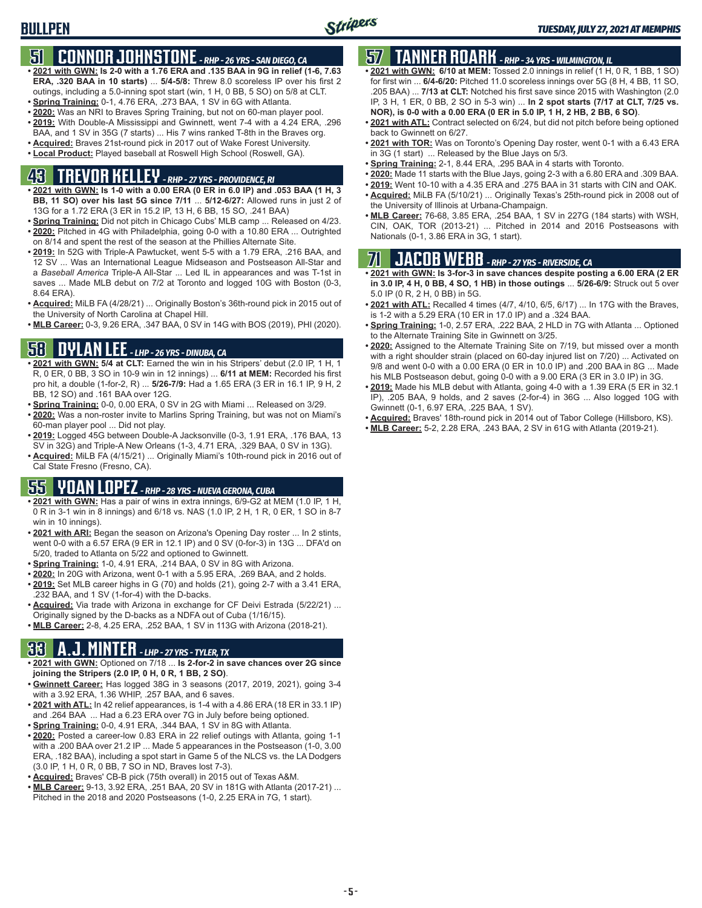## 51 CONNOR JOHNSTONE - RHP - 26 YRS - SAN DIEGO, CA

- **2021 with GWN: Is 2-0 with a 1.76 ERA and .135 BAA in 9G in relief (1-6, 7.63 ERA, .320 BAA in 10 starts)** ... **5/4-5/8:** Threw 8.0 scoreless IP over his first 2 outings, including a 5.0-inning spot start (win, 1 H, 0 BB, 5 SO) on 5/8 at CLT.
- **Spring Training:** 0-1, 4.76 ERA, .273 BAA, 1 SV in 6G with Atlanta.
- **2020:** Was an NRI to Braves Spring Training, but not on 60-man player pool.
- **2019:** With Double-A Mississippi and Gwinnett, went 7-4 with a 4.24 ERA, .296 BAA, and 1 SV in 35G (7 starts) ... His 7 wins ranked T-8th in the Braves org.
- **Acquired:** Braves 21st-round pick in 2017 out of Wake Forest University.
- **Local Product:** Played baseball at Roswell High School (Roswell, GA).

## 43 TREVOR KELLEY - RHP - 27 YRS - PROVIDENCE, RI

- **2021 with GWN: Is 1-0 with a 0.00 ERA (0 ER in 6.0 IP) and .053 BAA (1 H, 3 BB, 11 SO) over his last 5G since 7/11** ... **5/12-6/27:** Allowed runs in just 2 of 13G for a 1.72 ERA (3 ER in 15.2 IP, 13 H, 6 BB, 15 SO, .241 BAA)
- **Spring Training:** Did not pitch in Chicago Cubs' MLB camp ... Released on 4/23.
- **2020:** Pitched in 4G with Philadelphia, going 0-0 with a 10.80 ERA ... Outrighted on 8/14 and spent the rest of the season at the Phillies Alternate Site.
- **2019:** In 52G with Triple-A Pawtucket, went 5-5 with a 1.79 ERA, .216 BAA, and 12 SV ... Was an International League Midseason and Postseason All-Star and a *Baseball America* Triple-A All-Star ... Led IL in appearances and was T-1st in saves ... Made MLB debut on 7/2 at Toronto and logged 10G with Boston (0-3, 8.64 ERA).
- **Acquired:** MiLB FA (4/28/21) ... Originally Boston's 36th-round pick in 2015 out of the University of North Carolina at Chapel Hill.
- **MLB Career:** 0-3, 9.26 ERA, .347 BAA, 0 SV in 14G with BOS (2019), PHI (2020).

## 58 DYLAN LEE - LHP - 26 YRS - DINUBA, CA

- **2021 with GWN: 5/4 at CLT:** Earned the win in his Stripers' debut (2.0 IP, 1 H, 1 R, 0 ER, 0 BB, 3 SO in 10-9 win in 12 innings) ... **6/11 at MEM:** Recorded his first pro hit, a double (1-for-2, R) ... **5/26-7/9:** Had a 1.65 ERA (3 ER in 16.1 IP, 9 H, 2 BB, 12 SO) and .161 BAA over 12G.
- **Spring Training:** 0-0, 0.00 ERA, 0 SV in 2G with Miami ... Released on 3/29.
- **2020:** Was a non-roster invite to Marlins Spring Training, but was not on Miami's 60-man player pool ... Did not play.
- **2019:** Logged 45G between Double-A Jacksonville (0-3, 1.91 ERA, .176 BAA, 13 SV in 32G) and Triple-A New Orleans (1-3, 4.71 ERA, .329 BAA, 0 SV in 13G).
- **Acquired:** MiLB FA (4/15/21) ... Originally Miami's 10th-round pick in 2016 out of Cal State Fresno (Fresno, CA).

## 55 YOAN LOPEZ - RHP - 28 YRS - NUEVA GERONA, CUBA

- **2021 with GWN:** Has a pair of wins in extra innings, 6/9-G2 at MEM (1.0 IP, 1 H, 0 R in 3-1 win in 8 innings) and 6/18 vs. NAS (1.0 IP, 2 H, 1 R, 0 ER, 1 SO in 8-7 win in 10 innings).
- **2021 with ARI:** Began the season on Arizona's Opening Day roster ... In 2 stints, went 0-0 with a 6.57 ERA (9 ER in 12.1 IP) and 0 SV (0-for-3) in 13G ... DFA'd on 5/20, traded to Atlanta on 5/22 and optioned to Gwinnett.
- **Spring Training:** 1-0, 4.91 ERA, .214 BAA, 0 SV in 8G with Arizona.
- **2020:** In 20G with Arizona, went 0-1 with a 5.95 ERA, .269 BAA, and 2 holds.
- **2019:** Set MLB career highs in G (70) and holds (21), going 2-7 with a 3.41 ERA, .232 BAA, and 1 SV (1-for-4) with the D-backs.
- **Acquired:** Via trade with Arizona in exchange for CF Deivi Estrada (5/22/21) ... Originally signed by the D-backs as a NDFA out of Cuba (1/16/15).
- **MLB Career:** 2-8, 4.25 ERA, .252 BAA, 1 SV in 113G with Arizona (2018-21).

## 33 A.J. MINTER - LHP - 27 YRS - TYLER, TX

- **2021 with GWN:** Optioned on 7/18 ... **Is 2-for-2 in save chances over 2G since joining the Stripers (2.0 IP, 0 H, 0 R, 1 BB, 2 SO)**.
- **Gwinnett Career:** Has logged 38G in 3 seasons (2017, 2019, 2021), going 3-4 with a 3.92 ERA, 1.36 WHIP, .257 BAA, and 6 saves.
- **2021 with ATL:** In 42 relief appearances, is 1-4 with a 4.86 ERA (18 ER in 33.1 IP) and .264 BAA ... Had a 6.23 ERA over 7G in July before being optioned.
- **Spring Training:** 0-0, 4.91 ERA, .344 BAA, 1 SV in 8G with Atlanta.
- **2020:** Posted a career-low 0.83 ERA in 22 relief outings with Atlanta, going 1-1 with a .200 BAA over 21.2 IP ... Made 5 appearances in the Postseason (1-0, 3.00 ERA, .182 BAA), including a spot start in Game 5 of the NLCS vs. the LA Dodgers (3.0 IP, 1 H, 0 R, 0 BB, 7 SO in ND, Braves lost 7-3).
- **Acquired:** Braves' CB-B pick (75th overall) in 2015 out of Texas A&M.
- **MLB Career:** 9-13, 3.92 ERA, .251 BAA, 20 SV in 181G with Atlanta (2017-21) ... Pitched in the 2018 and 2020 Postseasons (1-0, 2.25 ERA in 7G, 1 start).

## 57 TANNER ROARK - RHP - 34 YRS - WILMINGTON, IL

- **2021 with GWN: 6/10 at MEM:** Tossed 2.0 innings in relief (1 H, 0 R, 1 BB, 1 SO) for first win ... **6/4-6/20:** Pitched 11.0 scoreless innings over 5G (8 H, 4 BB, 11 SO, .205 BAA) ... **7/13 at CLT:** Notched his first save since 2015 with Washington (2.0 IP, 3 H, 1 ER, 0 BB, 2 SO in 5-3 win) ... **In 2 spot starts (7/17 at CLT, 7/25 vs. NOR), is 0-0 with a 0.00 ERA (0 ER in 5.0 IP, 1 H, 2 HB, 2 BB, 6 SO)**.
- **2021 with ATL:** Contract selected on 6/24, but did not pitch before being optioned back to Gwinnett on 6/27.
- **2021 with TOR:** Was on Toronto's Opening Day roster, went 0-1 with a 6.43 ERA in 3G (1 start) ... Released by the Blue Jays on 5/3.
- **Spring Training:** 2-1, 8.44 ERA, .295 BAA in 4 starts with Toronto.
- **2020:** Made 11 starts with the Blue Jays, going 2-3 with a 6.80 ERA and .309 BAA.
- **2019:** Went 10-10 with a 4.35 ERA and .275 BAA in 31 starts with CIN and OAK.
- **Acquired:** MiLB FA (5/10/21) ... Originally Texas's 25th-round pick in 2008 out of the University of Illinois at Urbana-Champaign.
- **MLB Career:** 76-68, 3.85 ERA, .254 BAA, 1 SV in 227G (184 starts) with WSH, CIN, OAK, TOR (2013-21) ... Pitched in 2014 and 2016 Postseasons with Nationals (0-1, 3.86 ERA in 3G, 1 start).

## 71 JACOB WEBB - RHP - 27 YRS - RIVERSIDE, CA

- **2021 with GWN: Is 3-for-3 in save chances despite posting a 6.00 ERA (2 ER in 3.0 IP, 4 H, 0 BB, 4 SO, 1 HB) in those outings** ... **5/26-6/9:** Struck out 5 over 5.0 IP (0 R, 2 H, 0 BB) in 5G.
- **2021 with ATL:** Recalled 4 times (4/7, 4/10, 6/5, 6/17) ... In 17G with the Braves, is 1-2 with a 5.29 ERA (10 ER in 17.0 IP) and a .324 BAA.
- **Spring Training:** 1-0, 2.57 ERA, .222 BAA, 2 HLD in 7G with Atlanta ... Optioned to the Alternate Training Site in Gwinnett on 3/25.
- **2020:** Assigned to the Alternate Training Site on 7/19, but missed over a month with a right shoulder strain (placed on 60-day injured list on 7/20) ... Activated on 9/8 and went 0-0 with a 0.00 ERA (0 ER in 10.0 IP) and .200 BAA in 8G ... Made his MLB Postseason debut, going 0-0 with a 9.00 ERA (3 ER in 3.0 IP) in 3G.
- **2019:** Made his MLB debut with Atlanta, going 4-0 with a 1.39 ERA (5 ER in 32.1 IP), .205 BAA, 9 holds, and 2 saves (2-for-4) in 36G ... Also logged 10G with Gwinnett (0-1, 6.97 ERA, .225 BAA, 1 SV).
- **Acquired:** Braves' 18th-round pick in 2014 out of Tabor College (Hillsboro, KS).
- **MLB Career:** 5-2, 2.28 ERA, .243 BAA, 2 SV in 61G with Atlanta (2019-21).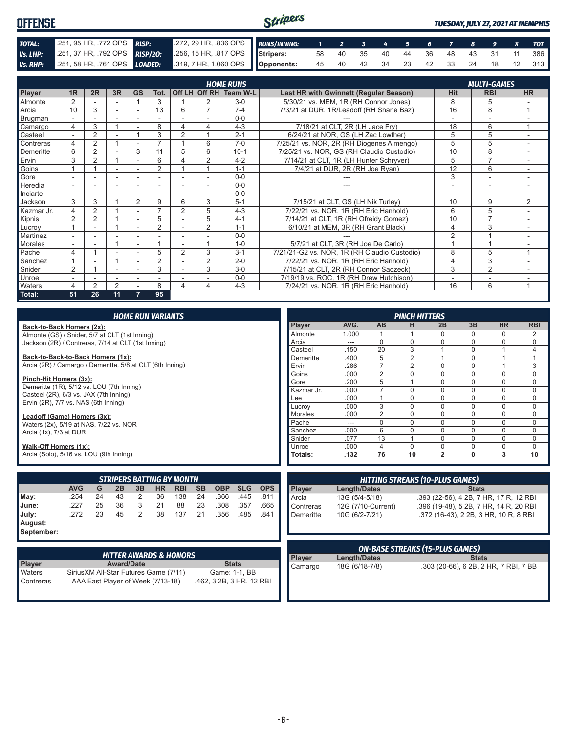# OFFENSE

**TUESDAY, JULY 27, 2021 AT MEMPHIS**

| | | | |
|---|---|---|---|
| **TOTAL:** | .251, 95 HR, .772 OPS | **RISP:** | .272, 29 HR, .836 OPS |
| **Vs. LHP:** | .251, 37 HR, .792 OPS | **RISP/2O:** | .256, 15 HR, .817 OPS |
| **Vs. RHP:** | .251, 58 HR, .761 OPS | **LOADED:** | .319, 7 HR, 1.060 OPS |

| RUNS/INNING: | 1 | 2 | 3 | 4 | 5 | 6 | 7 | 8 | 9 | X | TOT |
|---|---|---|---|---|---|---|---|---|---|---|---|
| Stripers: | 58 | 40 | 35 | 40 | 44 | 36 | 48 | 43 | 31 | 11 | 386 |
| Opponents: | 45 | 40 | 42 | 34 | 23 | 42 | 33 | 24 | 18 | 12 | 313 |

| Player | 1R | 2R | 3R | GS | Tot. | Off LH | Off RH | Team W-L | Last HR with Gwinnett (Regular Season) | Hit | RBI | HR |
|---|---|---|---|---|---|---|---|---|---|---|---|---|
| | | | | | **HOME RUNS** | | | | | | **MULTI-GAMES** | |
| Almonte | 2 | - | - | 1 | 3 | 1 | 2 | 3-0 | 5/30/21 vs. MEM, 1R (RH Connor Jones) | 8 | 5 | - |
| Arcia | 10 | 3 | - | - | 13 | 6 | 7 | 7-4 | 7/3/21 at DUR, 1R/Leadoff (RH Shane Baz) | 16 | 8 | 1 |
| Brugman | - | - | - | - | - | - | - | 0-0 | --- | - | - | - |
| Camargo | 4 | 3 | 1 | - | 8 | 4 | 4 | 4-3 | 7/18/21 at CLT, 2R (LH Jace Fry) | 18 | 6 | 1 |
| Casteel | - | 2 | - | 1 | 3 | 2 | 1 | 2-1 | 6/24/21 at NOR, GS (LH Zac Lowther) | 5 | 5 | - |
| Contreras | 4 | 2 | 1 | - | 7 | 1 | 6 | 7-0 | 7/25/21 vs. NOR, 2R (RH Diogenes Almengo) | 5 | 5 | - |
| Demeritte | 6 | 2 | - | 3 | 11 | 5 | 6 | 10-1 | 7/25/21 vs. NOR, GS (RH Claudio Custodio) | 10 | 8 | - |
| Ervin | 3 | 2 | 1 | - | 6 | 4 | 2 | 4-2 | 7/14/21 at CLT, 1R (LH Hunter Schryver) | 5 | 7 | - |
| Goins | 1 | 1 | - | - | 2 | 1 | 1 | 1-1 | 7/4/21 at DUR, 2R (RH Joe Ryan) | 12 | 6 | - |
| Gore | - | - | - | - | - | - | - | 0-0 | --- | 3 | - | - |
| Heredia | - | - | - | - | - | - | - | 0-0 | --- | - | - | - |
| Inciarte | - | - | - | - | - | - | - | 0-0 | --- | - | - | - |
| Jackson | 3 | 3 | 1 | 2 | 9 | 6 | 3 | 5-1 | 7/15/21 at CLT, GS (LH Nik Turley) | 10 | 9 | 2 |
| Kazmar Jr. | 4 | 2 | 1 | - | 7 | 2 | 5 | 4-3 | 7/22/21 vs. NOR, 1R (RH Eric Hanhold) | 6 | 5 | - |
| Kipnis | 2 | 2 | 1 | - | 5 | - | 5 | 4-1 | 7/14/21 at CLT, 1R (RH Ofreidy Gomez) | 10 | 7 | - |
| Lucroy | 1 | - | 1 | - | 2 | - | 2 | 1-1 | 6/10/21 at MEM, 3R (RH Grant Black) | 4 | 3 | - |
| Martinez | - | - | - | - | - | - | - | 0-0 | --- | 2 | 1 | - |
| Morales | - | - | 1 | - | 1 | - | 1 | 1-0 | 5/7/21 at CLT, 3R (RH Joe De Carlo) | 1 | 1 | - |
| Pache | 4 | 1 | - | - | 5 | 2 | 3 | 3-1 | 7/21/21-G2 vs. NOR, 1R (RH Claudio Custodio) | 8 | 5 | 1 |
| Sanchez | 1 | - | 1 | - | 2 | - | 2 | 2-0 | 7/22/21 vs. NOR, 1R (RH Eric Hanhold) | 4 | 3 | - |
| Snider | 2 | 1 | - | - | 3 | - | 3 | 3-0 | 7/15/21 at CLT, 2R (RH Connor Sadzeck) | 3 | 2 | - |
| Unroe | - | - | - | - | - | - | - | 0-0 | 7/19/19 vs. ROC, 1R (RH Drew Hutchison) | - | - | - |
| Waters | 4 | 2 | 2 | - | 8 | 4 | 4 | 4-3 | 7/24/21 vs. NOR, 1R (RH Eric Hanhold) | 16 | 6 | 1 |
| **Total:** | **51** | **26** | **11** | **7** | **95** | | | | | | | |

## HOME RUN VARIANTS

**Back-to-Back Homers (2x):**
Almonte (GS) / Snider, 5/7 at CLT (1st Inning)
Jackson (2R) / Contreras, 7/14 at CLT (1st Inning)

**Back-to-Back-to-Back Homers (1x):**
Arcia (2R) / Camargo / Demeritte, 5/8 at CLT (6th Inning)

**Pinch-Hit Homers (3x):**
Demeritte (1R), 5/12 vs. LOU (7th Inning)
Casteel (2R), 6/3 vs. JAX (7th Inning)
Ervin (2R), 7/7 vs. NAS (6th Inning)

**Leadoff (Game) Homers (3x):**
Waters (2x), 5/19 at NAS, 7/22 vs. NOR
Arcia (1x), 7/3 at DUR

**Walk-Off Homers (1x):**
Arcia (Solo), 5/16 vs. LOU (9th Inning)

## PINCH HITTERS

| Player | AVG. | AB | H | 2B | 3B | HR | RBI |
|---|---|---|---|---|---|---|---|
| Almonte | 1.000 | 1 | 1 | 0 | 0 | 0 | 2 |
| Arcia | --- | 0 | 0 | 0 | 0 | 0 | 0 |
| Casteel | .150 | 20 | 3 | 1 | 0 | 1 | 4 |
| Demeritte | .400 | 5 | 2 | 1 | 0 | 1 | 1 |
| Ervin | .286 | 7 | 2 | 0 | 0 | 1 | 3 |
| Goins | .000 | 2 | 0 | 0 | 0 | 0 | 0 |
| Gore | .200 | 5 | 1 | 0 | 0 | 0 | 0 |
| Kazmar Jr. | .000 | 7 | 0 | 0 | 0 | 0 | 0 |
| Lee | .000 | 1 | 0 | 0 | 0 | 0 | 0 |
| Lucroy | .000 | 3 | 0 | 0 | 0 | 0 | 0 |
| Morales | .000 | 2 | 0 | 0 | 0 | 0 | 0 |
| Pache | --- | 0 | 0 | 0 | 0 | 0 | 0 |
| Sanchez | .000 | 6 | 0 | 0 | 0 | 0 | 0 |
| Snider | .077 | 13 | 1 | 0 | 0 | 0 | 0 |
| Unroe | .000 | 4 | 0 | 0 | 0 | 0 | 0 |
| **Totals:** | **.132** | **76** | **10** | **2** | **0** | **3** | **10** |

## STRIPERS BATTING BY MONTH

| | AVG | G | 2B | 3B | HR | RBI | SB | OBP | SLG | OPS |
|---|---|---|---|---|---|---|---|---|---|---|
| **May:** | .254 | 24 | 43 | 2 | 36 | 138 | 24 | .366 | .445 | .811 |
| **June:** | .227 | 25 | 36 | 3 | 21 | 88 | 23 | .308 | .357 | .665 |
| **July:** | .272 | 23 | 45 | 2 | 38 | 137 | 21 | .356 | .485 | .841 |
| **August:** | | | | | | | | | | |
| **September:** | | | | | | | | | | |

## HITTING STREAKS (10-PLUS GAMES)

| Player | Length/Dates | Stats |
|---|---|---|
| Arcia | 13G (5/4-5/18) | .393 (22-56), 4 2B, 7 HR, 17 R, 12 RBI |
| Contreras | 12G (7/10-Current) | .396 (19-48), 5 2B, 7 HR, 14 R, 20 RBI |
| Demeritte | 10G (6/2-7/21) | .372 (16-43), 2 2B, 3 HR, 10 R, 8 RBI |

## HITTER AWARDS & HONORS

| Player | Award/Date | Stats |
|---|---|---|
| Waters | SiriusXM All-Star Futures Game (7/11) | Game: 1-1, BB |
| Contreras | AAA East Player of Week (7/13-18) | .462, 3 2B, 3 HR, 12 RBI |

## ON-BASE STREAKS (15-PLUS GAMES)

| Player | Length/Dates | Stats |
|---|---|---|
| Camargo | 18G (6/18-7/8) | .303 (20-66), 6 2B, 2 HR, 7 RBI, 7 BB |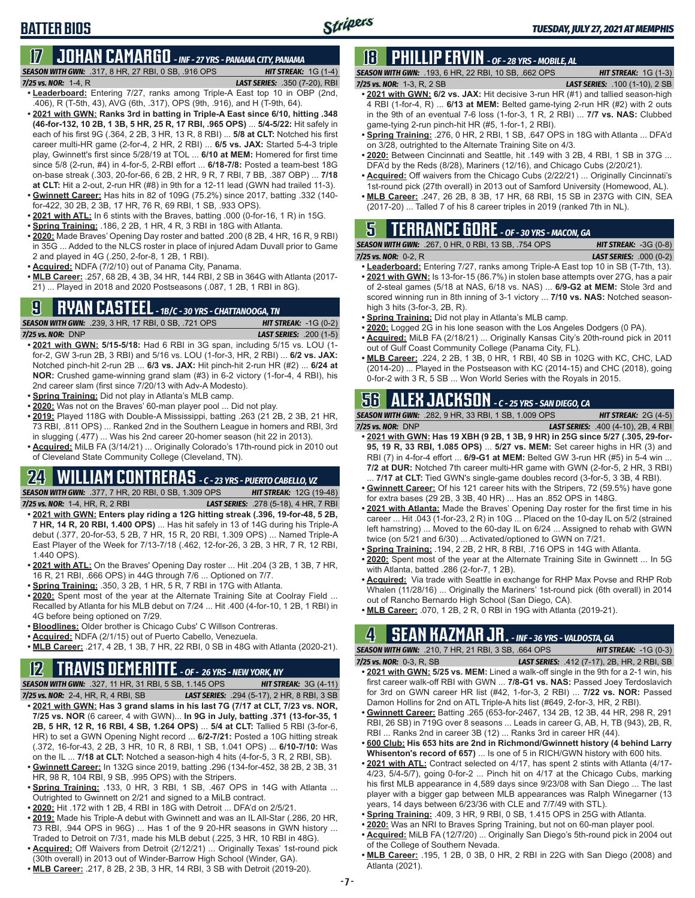# BATTER BIOS

## 17 JOHAN CAMARGO - INF - 27 YRS - PANAMA CITY, PANAMA

**SEASON WITH GWN:** .317, 8 HR, 27 RBI, 0 SB, .916 OPS **HIT STREAK:** 1G (1-4)
**7/25 vs. NOR:** 1-4, R **LAST SERIES:** .350 (7-20), RBI

- **Leaderboard:** Entering 7/27, ranks among Triple-A East top 10 in OBP (2nd, .406), R (T-5th, 43), AVG (6th, .317), OPS (9th, .916), and H (T-9th, 64).
- **2021 with GWN: Ranks 3rd in batting in Triple-A East since 6/10, hitting .348 (46-for-132, 10 2B, 1 3B, 5 HR, 25 R, 17 RBI, .965 OPS)** ... **5/4-5/22:** Hit safely in each of his first 9G (.364, 2 2B, 3 HR, 13 R, 8 RBI) ... **5/8 at CLT:** Notched his first career multi-HR game (2-for-4, 2 HR, 2 RBI) ... **6/5 vs. JAX:** Started 5-4-3 triple play, Gwinnett's first since 5/28/19 at TOL ... **6/10 at MEM:** Homered for first time since 5/8 (2-run, #4) in 4-for-5, 2-RBI effort ... **6/18-7/8:** Posted a team-best 18G on-base streak (.303, 20-for-66, 6 2B, 2 HR, 9 R, 7 RBI, 7 BB, .387 OBP) ... **7/18 at CLT:** Hit a 2-out, 2-run HR (#8) in 9th for a 12-11 lead (GWN had trailed 11-3).
- **Gwinnett Career:** Has hits in 82 of 109G (75.2%) since 2017, batting .332 (140-for-422, 30 2B, 2 3B, 17 HR, 76 R, 69 RBI, 1 SB, .933 OPS).
- **2021 with ATL:** In 6 stints with the Braves, batting .000 (0-for-16, 1 R) in 15G.
- **Spring Training:** .186, 2 2B, 1 HR, 4 R, 3 RBI in 18G with Atlanta.
- **2020:** Made Braves' Opening Day roster and batted .200 (8 2B, 4 HR, 16 R, 9 RBI) in 35G ... Added to the NLCS roster in place of injured Adam Duvall prior to Game 2 and played in 4G (.250, 2-for-8, 1 2B, 1 RBI).
- **Acquired:** NDFA (7/2/10) out of Panama City, Panama.
- **MLB Career:** .257, 68 2B, 4 3B, 34 HR, 144 RBI, 2 SB in 364G with Atlanta (2017-21) ... Played in 2018 and 2020 Postseasons (.087, 1 2B, 1 RBI in 8G).

## 9 RYAN CASTEEL - 1B/C - 30 YRS - CHATTANOOGA, TN

**SEASON WITH GWN:** .239, 3 HR, 17 RBI, 0 SB, .721 OPS **HIT STREAK:** -1G (0-2)
**7/25 vs. NOR:** DNP **LAST SERIES:** .200 (1-5)

- **2021 with GWN: 5/15-5/18:** Had 6 RBI in 3G span, including 5/15 vs. LOU (1-for-2, GW 3-run 2B, 3 RBI) and 5/16 vs. LOU (1-for-3, HR, 2 RBI) ... **6/2 vs. JAX:** Notched pinch-hit 2-run 2B ... **6/3 vs. JAX:** Hit pinch-hit 2-run HR (#2) ... **6/24 at NOR:** Crushed game-winning grand slam (#3) in 6-2 victory (1-for-4, 4 RBI), his 2nd career slam (first since 7/20/13 with Adv-A Modesto).
- **Spring Training:** Did not play in Atlanta's MLB camp.
- **2020:** Was not on the Braves' 60-man player pool ... Did not play.
- **2019:** Played 118G with Double-A Mississippi, batting .263 (21 2B, 2 3B, 21 HR, 73 RBI, .811 OPS) ... Ranked 2nd in the Southern League in homers and RBI, 3rd in slugging (.477) ... Was his 2nd career 20-homer season (hit 22 in 2013).
- **Acquired:** MiLB FA (3/14/21) ... Originally Colorado's 17th-round pick in 2010 out of Cleveland State Community College (Cleveland, TN).

## 24 WILLIAM CONTRERAS - C - 23 YRS - PUERTO CABELLO, VZ

**SEASON WITH GWN:** .377, 7 HR, 20 RBI, 0 SB, 1.309 OPS **HIT STREAK:** 12G (19-48)
**7/25 vs. NOR:** 1-4, HR, R, 2 RBI **LAST SERIES:** .278 (5-18), 4 HR, 7 RBI

- **2021 with GWN: Enters play riding a 12G hitting streak (.396, 19-for-48, 5 2B, 7 HR, 14 R, 20 RBI, 1.400 OPS)** ... Has hit safely in 13 of 14G during his Triple-A debut (.377, 20-for-53, 5 2B, 7 HR, 15 R, 20 RBI, 1.309 OPS) ... Named Triple-A East Player of the Week for 7/13-7/18 (.462, 12-for-26, 3 2B, 3 HR, 7 R, 12 RBI, 1.440 OPS).
- **2021 with ATL:** On the Braves' Opening Day roster ... Hit .204 (3 2B, 1 3B, 7 HR, 16 R, 21 RBI, .666 OPS) in 44G through 7/6 ... Optioned on 7/7.
- **Spring Training:** .350, 3 2B, 1 HR, 5 R, 7 RBI in 17G with Atlanta.
- **2020:** Spent most of the year at the Alternate Training Site at Coolray Field ... Recalled by Atlanta for his MLB debut on 7/24 ... Hit .400 (4-for-10, 1 2B, 1 RBI) in 4G before being optioned on 7/29.
- **Bloodlines:** Older brother is Chicago Cubs' C Willson Contreras.
- **Acquired:** NDFA (2/1/15) out of Puerto Cabello, Venezuela.
- **MLB Career:** .217, 4 2B, 1 3B, 7 HR, 22 RBI, 0 SB in 48G with Atlanta (2020-21).

## 12 TRAVIS DEMERITTE - OF - 26 YRS - NEW YORK, NY

**SEASON WITH GWN:** .327, 11 HR, 31 RBI, 5 SB, 1.145 OPS **HIT STREAK:** 3G (4-11)
**7/25 vs. NOR:** 2-4, HR, R, 4 RBI, SB **LAST SERIES:** .294 (5-17), 2 HR, 8 RBI, 3 SB

- **2021 with GWN: Has 3 grand slams in his last 7G (7/17 at CLT, 7/23 vs. NOR, 7/25 vs. NOR** (6 career, 4 with GWN)... **In 9G in July, batting .371 (13-for-35, 1 2B, 5 HR, 12 R, 16 RBI, 4 SB, 1.264 OPS)** ... **5/4 at CLT:** Tallied 5 RBI (3-for-6, HR) to set a GWN Opening Night record ... **6/2-7/21:** Posted a 10G hitting streak (.372, 16-for-43, 2 2B, 3 HR, 10 R, 8 RBI, 1 SB, 1.041 OPS) ... **6/10-7/10:** Was on the IL ... **7/18 at CLT:** Notched a season-high 4 hits (4-for-5, 3 R, 2 RBI, SB).
- **Gwinnett Career:** In 132G since 2019, batting .296 (134-for-452, 38 2B, 2 3B, 31 HR, 98 R, 104 RBI, 9 SB, .995 OPS) with the Stripers.
- **Spring Training:** .133, 0 HR, 3 RBI, 1 SB, .467 OPS in 14G with Atlanta ... Outrighted to Gwinnett on 2/21 and signed to a MiLB contract.
- **2020:** Hit .172 with 1 2B, 4 RBI in 18G with Detroit ... DFA'd on 2/5/21.
- **2019:** Made his Triple-A debut with Gwinnett and was an IL All-Star (.286, 20 HR, 73 RBI, .944 OPS in 96G) ... Has 1 of the 9 20-HR seasons in GWN history ... Traded to Detroit on 7/31, made his MLB debut (.225, 3 HR, 10 RBI in 48G).
- **Acquired:** Off Waivers from Detroit (2/12/21) ... Originally Texas' 1st-round pick (30th overall) in 2013 out of Winder-Barrow High School (Winder, GA).
- **MLB Career:** .217, 8 2B, 2 3B, 3 HR, 14 RBI, 3 SB with Detroit (2019-20).

## 18 PHILLIP ERVIN - OF - 28 YRS - MOBILE, AL

**SEASON WITH GWN:** .193, 6 HR, 22 RBI, 10 SB, .662 OPS **HIT STREAK:** 1G (1-3)
**7/25 vs. NOR:** 1-3, R, 2 SB **LAST SERIES:** .100 (1-10), 2 SB

- **2021 with GWN: 6/2 vs. JAX:** Hit decisive 3-run HR (#1) and tallied season-high 4 RBI (1-for-4, R) ... **6/13 at MEM:** Belted game-tying 2-run HR (#2) with 2 outs in the 9th of an eventual 7-6 loss (1-for-3, 1 R, 2 RBI) ... **7/7 vs. NAS:** Clubbed game-tying 2-run pinch-hit HR (#5, 1-for-1, 2 RBI).
- **Spring Training:** .276, 0 HR, 2 RBI, 1 SB, .647 OPS in 18G with Atlanta ... DFA'd on 3/28, outrighted to the Alternate Training Site on 4/3.
- **2020:** Between Cincinnati and Seattle, hit .149 with 3 2B, 4 RBI, 1 SB in 37G ... DFA'd by the Reds (8/28), Mariners (12/16), and Chicago Cubs (2/20/21).
- **Acquired:** Off waivers from the Chicago Cubs (2/22/21) ... Originally Cincinnati's 1st-round pick (27th overall) in 2013 out of Samford University (Homewood, AL).
- **MLB Career:** .247, 26 2B, 8 3B, 17 HR, 68 RBI, 15 SB in 237G with CIN, SEA (2017-20) ... Talled 7 of his 8 career triples in 2019 (ranked 7th in NL).

## 5 TERRANCE GORE - OF - 30 YRS - MACON, GA

**SEASON WITH GWN:** .267, 0 HR, 0 RBI, 13 SB, .754 OPS **HIT STREAK:** -3G (0-8)
**7/25 vs. NOR:** 0-2, R **LAST SERIES:** .000 (0-2)

- **Leaderboard:** Entering 7/27, ranks among Triple-A East top 10 in SB (T-7th, 13).
- **2021 with GWN:** Is 13-for-15 (86.7%) in stolen base attempts over 27G, has a pair of 2-steal games (5/18 at NAS, 6/18 vs. NAS) ... **6/9-G2 at MEM:** Stole 3rd and scored winning run in 8th inning of 3-1 victory ... **7/10 vs. NAS:** Notched season-high 3 hits (3-for-3, 2B, R).
- **Spring Training:** Did not play in Atlanta's MLB camp.
- **2020:** Logged 2G in his lone season with the Los Angeles Dodgers (0 PA).
- **Acquired:** MiLB FA (2/18/21) ... Originally Kansas City's 20th-round pick in 2011 out of Gulf Coast Community College (Panama City, FL).
- **MLB Career:** .224, 2 2B, 1 3B, 0 HR, 1 RBI, 40 SB in 102G with KC, CHC, LAD (2014-20) ... Played in the Postseason with KC (2014-15) and CHC (2018), going 0-for-2 with 3 R, 5 SB ... Won World Series with the Royals in 2015.

## 56 ALEX JACKSON - C - 25 YRS - SAN DIEGO, CA

**SEASON WITH GWN:** .282, 9 HR, 33 RBI, 1 SB, 1.009 OPS **HIT STREAK:** 2G (4-5)
**7/25 vs. NOR:** DNP **LAST SERIES:** .400 (4-10), 2B, 4 RBI

- **2021 with GWN: Has 19 XBH (9 2B, 1 3B, 9 HR) in 25G since 5/27 (.305, 29-for-95, 19 R, 33 RBI, 1.085 OPS)** ... **5/27 vs. MEM:** Set career highs in HR (3) and RBI (7) in 4-for-4 effort ... **6/9-G1 at MEM:** Belted GW 3-run HR (#5) in 5-4 win ... **7/2 at DUR:** Notched 7th career multi-HR game with GWN (2-for-5, 2 HR, 3 RBI) ... **7/17 at CLT:** Tied GWN's single-game doubles record (3-for-5, 3 3B, 4 RBI).
- **Gwinnett Career:** Of his 121 career hits with the Stripers, 72 (59.5%) have gone for extra bases (29 2B, 3 3B, 40 HR) ... Has an .852 OPS in 148G.
- **2021 with Atlanta:** Made the Braves' Opening Day roster for the first time in his career ... Hit .043 (1-for-23, 2 R) in 10G ... Placed on the 10-day IL on 5/2 (strained left hamstring) ... Moved to the 60-day IL on 6/24 ... Assigned to rehab with GWN twice (on 5/21 and 6/30) ... Activated/optioned to GWN on 7/21.
- **Spring Training:** .194, 2 2B, 2 HR, 8 RBI, .716 OPS in 14G with Atlanta.
- **2020:** Spent most of the year at the Alternate Training Site in Gwinnett ... In 5G with Atlanta, batted .286 (2-for-7, 1 2B).
- **Acquired:** Via trade with Seattle in exchange for RHP Max Povse and RHP Rob Whalen (11/28/16) ... Originally the Mariners' 1st-round pick (6th overall) in 2014 out of Rancho Bernardo High School (San Diego, CA).
- **MLB Career:** .070, 1 2B, 2 R, 0 RBI in 19G with Atlanta (2019-21).

## 4 SEAN KAZMAR JR. - INF - 36 YRS - VALDOSTA, GA

**SEASON WITH GWN:** .210, 7 HR, 21 RBI, 3 SB, .664 OPS **HIT STREAK:** -1G (0-3)
**7/25 vs. NOR:** 0-3, R, SB **LAST SERIES:** .412 (7-17), 2B, HR, 2 RBI, SB

- **2021 with GWN: 5/25 vs. MEM:** Lined a walk-off single in the 9th for a 2-1 win, his first career walk-off RBI with GWN ... **7/8-G1 vs. NAS:** Passed Joey Terdoslavich for 3rd on GWN career HR list (#42, 1-for-3, 2 RBI) ... **7/22 vs. NOR:** Passed Damon Hollins for 2nd on ATL Triple-A hits list (#649, 2-for-3, HR, 2 RBI).
- **Gwinnett Career:** Batting .265 (653-for-2467, 134 2B, 12 3B, 44 HR, 298 R, 291 RBI, 26 SB) in 719G over 8 seasons ... Leads in career G, AB, H, TB (943), 2B, R, RBI ... Ranks 2nd in career 3B (12) ... Ranks 3rd in career HR (44).
- **600 Club: His 653 hits are 2nd in Richmond/Gwinnett history (4 behind Larry Whisenton's record of 657)** ... Is one of 5 in RICH/GWN history with 600 hits.
- **2021 with ATL:** Contract selected on 4/17, has spent 2 stints with Atlanta (4/17-4/23, 5/4-5/7), going 0-for-2 ... Pinch hit on 4/17 at the Chicago Cubs, marking his first MLB appearance in 4,589 days since 9/23/08 with San Diego ... The last player with a bigger gap between MLB appearances was Ralph Winegarner (13 years, 14 days between 6/23/36 with CLE and 7/7/49 with STL).
- **Spring Training:** .409, 3 HR, 9 RBI, 0 SB, 1.415 OPS in 25G with Atlanta.
- **2020:** Was an NRI to Braves Spring Training, but not on 60-man player pool.
- **Acquired:** MiLB FA (12/7/20) ... Originally San Diego's 5th-round pick in 2004 out of the College of Southern Nevada.
- **MLB Career:** .195, 1 2B, 0 3B, 0 HR, 2 RBI in 22G with San Diego (2008) and Atlanta (2021).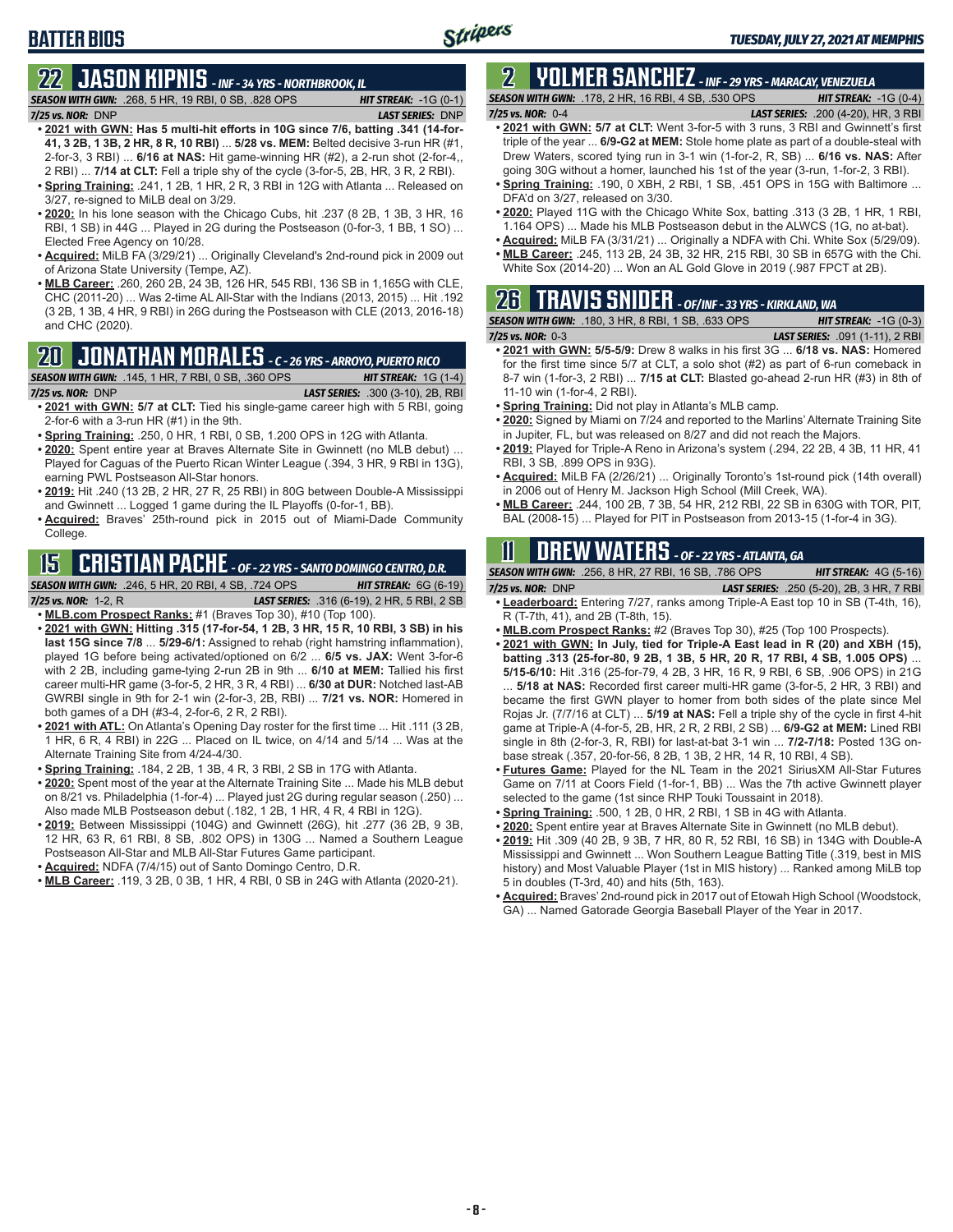## BATTER BIOS

## 22 JASON KIPNIS - INF - 34 YRS - NORTHBROOK, IL

***SEASON WITH GWN:*** .268, 5 HR, 19 RBI, 0 SB, .828 OPS — ***HIT STREAK:*** -1G (0-1)
***7/25 vs. NOR:*** DNP — ***LAST SERIES:*** DNP

- **2021 with GWN: Has 5 multi-hit efforts in 10G since 7/6, batting .341 (14-for-41, 3 2B, 1 3B, 2 HR, 8 R, 10 RBI)** ... **5/28 vs. MEM:** Belted decisive 3-run HR (#1, 2-for-3, 3 RBI) ... **6/16 at NAS:** Hit game-winning HR (#2), a 2-run shot (2-for-4,, 2 RBI) ... **7/14 at CLT:** Fell a triple shy of the cycle (3-for-5, 2B, HR, 3 R, 2 RBI).
- **Spring Training:** .241, 1 2B, 1 HR, 2 R, 3 RBI in 12G with Atlanta ... Released on 3/27, re-signed to MiLB deal on 3/29.
- **2020:** In his lone season with the Chicago Cubs, hit .237 (8 2B, 1 3B, 3 HR, 16 RBI, 1 SB) in 44G ... Played in 2G during the Postseason (0-for-3, 1 BB, 1 SO) ... Elected Free Agency on 10/28.
- **Acquired:** MiLB FA (3/29/21) ... Originally Cleveland's 2nd-round pick in 2009 out of Arizona State University (Tempe, AZ).
- **MLB Career:** .260, 260 2B, 24 3B, 126 HR, 545 RBI, 136 SB in 1,165G with CLE, CHC (2011-20) ... Was 2-time AL All-Star with the Indians (2013, 2015) ... Hit .192 (3 2B, 1 3B, 4 HR, 9 RBI) in 26G during the Postseason with CLE (2013, 2016-18) and CHC (2020).

## 20 JONATHAN MORALES - C - 26 YRS - ARROYO, PUERTO RICO

***SEASON WITH GWN:*** .145, 1 HR, 7 RBI, 0 SB, .360 OPS — ***HIT STREAK:*** 1G (1-4)
***7/25 vs. NOR:*** DNP — ***LAST SERIES:*** .300 (3-10), 2B, RBI

- **2021 with GWN: 5/7 at CLT:** Tied his single-game career high with 5 RBI, going 2-for-6 with a 3-run HR (#1) in the 9th.
- **Spring Training:** .250, 0 HR, 1 RBI, 0 SB, 1.200 OPS in 12G with Atlanta.
- **2020:** Spent entire year at Braves Alternate Site in Gwinnett (no MLB debut) ... Played for Caguas of the Puerto Rican Winter League (.394, 3 HR, 9 RBI in 13G), earning PWL Postseason All-Star honors.
- **2019:** Hit .240 (13 2B, 2 HR, 27 R, 25 RBI) in 80G between Double-A Mississippi and Gwinnett ... Logged 1 game during the IL Playoffs (0-for-1, BB).
- **Acquired:** Braves' 25th-round pick in 2015 out of Miami-Dade Community College.

## 15 CRISTIAN PACHE - OF - 22 YRS - SANTO DOMINGO CENTRO, D.R.

***SEASON WITH GWN:*** .246, 5 HR, 20 RBI, 4 SB, .724 OPS — ***HIT STREAK:*** 6G (6-19)
***7/25 vs. NOR:*** 1-2, R — ***LAST SERIES:*** .316 (6-19), 2 HR, 5 RBI, 2 SB

- **MLB.com Prospect Ranks:** #1 (Braves Top 30), #10 (Top 100).
- **2021 with GWN: Hitting .315 (17-for-54, 1 2B, 3 HR, 15 R, 10 RBI, 3 SB) in his last 15G since 7/8** ... **5/29-6/1:** Assigned to rehab (right hamstring inflammation), played 1G before being activated/optioned on 6/2 ... **6/5 vs. JAX:** Went 3-for-6 with 2 2B, including game-tying 2-run 2B in 9th ... **6/10 at MEM:** Tallied his first career multi-HR game (3-for-5, 2 HR, 3 R, 4 RBI) ... **6/30 at DUR:** Notched last-AB GWRBI single in 9th for 2-1 win (2-for-3, 2B, RBI) ... **7/21 vs. NOR:** Homered in both games of a DH (#3-4, 2-for-6, 2 R, 2 RBI).
- **2021 with ATL:** On Atlanta's Opening Day roster for the first time ... Hit .111 (3 2B, 1 HR, 6 R, 4 RBI) in 22G ... Placed on IL twice, on 4/14 and 5/14 ... Was at the Alternate Training Site from 4/24-4/30.
- **Spring Training:** .184, 2 2B, 1 3B, 4 R, 3 RBI, 2 SB in 17G with Atlanta.
- **2020:** Spent most of the year at the Alternate Training Site ... Made his MLB debut on 8/21 vs. Philadelphia (1-for-4) ... Played just 2G during regular season (.250) ... Also made MLB Postseason debut (.182, 1 2B, 1 HR, 4 R, 4 RBI in 12G).
- **2019:** Between Mississippi (104G) and Gwinnett (26G), hit .277 (36 2B, 9 3B, 12 HR, 63 R, 61 RBI, 8 SB, .802 OPS) in 130G ... Named a Southern League Postseason All-Star and MLB All-Star Futures Game participant.
- **Acquired:** NDFA (7/4/15) out of Santo Domingo Centro, D.R.
- **MLB Career:** .119, 3 2B, 0 3B, 1 HR, 4 RBI, 0 SB in 24G with Atlanta (2020-21).

## 2 YOLMER SANCHEZ - INF - 29 YRS - MARACAY, VENEZUELA

***SEASON WITH GWN:*** .178, 2 HR, 16 RBI, 4 SB, .530 OPS — ***HIT STREAK:*** -1G (0-4)
***7/25 vs. NOR:*** 0-4 — ***LAST SERIES:*** .200 (4-20), HR, 3 RBI

- **2021 with GWN: 5/7 at CLT:** Went 3-for-5 with 3 runs, 3 RBI and Gwinnett's first triple of the year ... **6/9-G2 at MEM:** Stole home plate as part of a double-steal with Drew Waters, scored tying run in 3-1 win (1-for-2, R, SB) ... **6/16 vs. NAS:** After going 30G without a homer, launched his 1st of the year (3-run, 1-for-2, 3 RBI).
- **Spring Training:** .190, 0 XBH, 2 RBI, 1 SB, .451 OPS in 15G with Baltimore ... DFA'd on 3/27, released on 3/30.
- **2020:** Played 11G with the Chicago White Sox, batting .313 (3 2B, 1 HR, 1 RBI, 1.164 OPS) ... Made his MLB Postseason debut in the ALWCS (1G, no at-bat).
- **Acquired:** MiLB FA (3/31/21) ... Originally a NDFA with Chi. White Sox (5/29/09).
- **MLB Career:** .245, 113 2B, 24 3B, 32 HR, 215 RBI, 30 SB in 657G with the Chi. White Sox (2014-20) ... Won an AL Gold Glove in 2019 (.987 FPCT at 2B).

## 26 TRAVIS SNIDER - OF/INF - 33 YRS - KIRKLAND, WA

***SEASON WITH GWN:*** .180, 3 HR, 8 RBI, 1 SB, .633 OPS — ***HIT STREAK:*** -1G (0-3)
***7/25 vs. NOR:*** 0-3 — ***LAST SERIES:*** .091 (1-11), 2 RBI

- **2021 with GWN: 5/5-5/9:** Drew 8 walks in his first 3G ... **6/18 vs. NAS:** Homered for the first time since 5/7 at CLT, a solo shot (#2) as part of 6-run comeback in 8-7 win (1-for-3, 2 RBI) ... **7/15 at CLT:** Blasted go-ahead 2-run HR (#3) in 8th of 11-10 win (1-for-4, 2 RBI).
- **Spring Training:** Did not play in Atlanta's MLB camp.
- **2020:** Signed by Miami on 7/24 and reported to the Marlins' Alternate Training Site in Jupiter, FL, but was released on 8/27 and did not reach the Majors.
- **2019:** Played for Triple-A Reno in Arizona's system (.294, 22 2B, 4 3B, 11 HR, 41 RBI, 3 SB, .899 OPS in 93G).
- **Acquired:** MiLB FA (2/26/21) ... Originally Toronto's 1st-round pick (14th overall) in 2006 out of Henry M. Jackson High School (Mill Creek, WA).
- **MLB Career:** .244, 100 2B, 7 3B, 54 HR, 212 RBI, 22 SB in 630G with TOR, PIT, BAL (2008-15) ... Played for PIT in Postseason from 2013-15 (1-for-4 in 3G).

## 11 DREW WATERS - OF - 22 YRS - ATLANTA, GA

***SEASON WITH GWN:*** .256, 8 HR, 27 RBI, 16 SB, .786 OPS — ***HIT STREAK:*** 4G (5-16)
***7/25 vs. NOR:*** DNP — ***LAST SERIES:*** .250 (5-20), 2B, 3 HR, 7 RBI

- **Leaderboard:** Entering 7/27, ranks among Triple-A East top 10 in SB (T-4th, 16), R (T-7th, 41), and 2B (T-8th, 15).
- **MLB.com Prospect Ranks:** #2 (Braves Top 30), #25 (Top 100 Prospects).
- **2021 with GWN: In July, tied for Triple-A East lead in R (20) and XBH (15), batting .313 (25-for-80, 9 2B, 1 3B, 5 HR, 20 R, 17 RBI, 4 SB, 1.005 OPS)** ... **5/15-6/10:** Hit .316 (25-for-79, 4 2B, 3 HR, 16 R, 9 RBI, 6 SB, .906 OPS) in 21G ... **5/18 at NAS:** Recorded first career multi-HR game (3-for-5, 2 HR, 3 RBI) and became the first GWN player to homer from both sides of the plate since Mel Rojas Jr. (7/7/16 at CLT) ... **5/19 at NAS:** Fell a triple shy of the cycle in first 4-hit game at Triple-A (4-for-5, 2B, HR, 2 R, 2 RBI, 2 SB) ... **6/9-G2 at MEM:** Lined RBI single in 8th (2-for-3, R, RBI) for last-at-bat 3-1 win ... **7/2-7/18:** Posted 13G on-base streak (.357, 20-for-56, 8 2B, 1 3B, 2 HR, 14 R, 10 RBI, 4 SB).
- **Futures Game:** Played for the NL Team in the 2021 SiriusXM All-Star Futures Game on 7/11 at Coors Field (1-for-1, BB) ... Was the 7th active Gwinnett player selected to the game (1st since RHP Touki Toussaint in 2018).
- **Spring Training:** .500, 1 2B, 0 HR, 2 RBI, 1 SB in 4G with Atlanta.
- **2020:** Spent entire year at Braves Alternate Site in Gwinnett (no MLB debut).
- **2019:** Hit .309 (40 2B, 9 3B, 7 HR, 80 R, 52 RBI, 16 SB) in 134G with Double-A Mississippi and Gwinnett ... Won Southern League Batting Title (.319, best in MIS history) and Most Valuable Player (1st in MIS history) ... Ranked among MiLB top 5 in doubles (T-3rd, 40) and hits (5th, 163).
- **Acquired:** Braves' 2nd-round pick in 2017 out of Etowah High School (Woodstock, GA) ... Named Gatorade Georgia Baseball Player of the Year in 2017.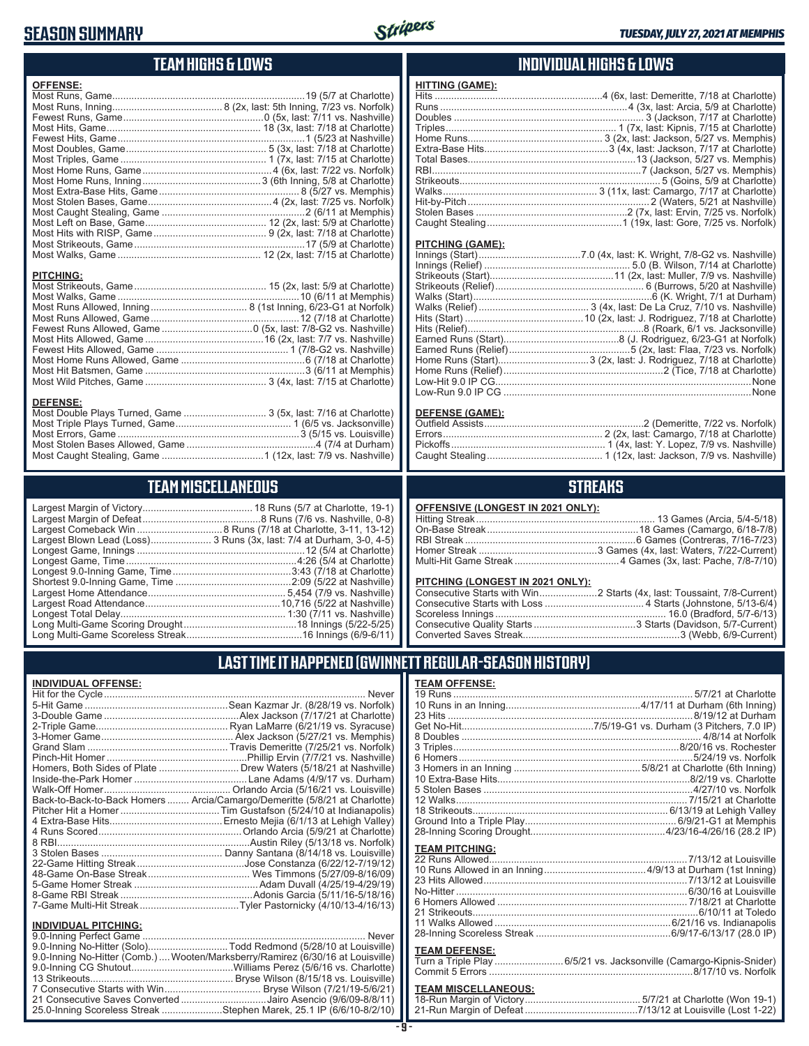# SEASON SUMMARY

*TUESDAY, JULY 27, 2021 AT MEMPHIS*

## TEAM HIGHS & LOWS

**OFFENSE:**

| | |
|---|---|
| Most Runs, Game | 19 (5/7 at Charlotte) |
| Most Runs, Inning | 8 (2x, last: 5th Inning, 7/23 vs. Norfolk) |
| Fewest Runs, Game | 0 (5x, last: 7/11 vs. Nashville) |
| Most Hits, Game | 18 (3x, last: 7/18 at Charlotte) |
| Fewest Hits, Game | 1 (5/23 at Nashville) |
| Most Doubles, Game | 5 (3x, last: 7/18 at Charlotte) |
| Most Triples, Game | 1 (7x, last: 7/15 at Charlotte) |
| Most Home Runs, Game | 4 (6x, last: 7/22 vs. Norfolk) |
| Most Home Runs, Inning | 3 (6th Inning, 5/8 at Charlotte) |
| Most Extra-Base Hits, Game | 8 (5/27 vs. Memphis) |
| Most Stolen Bases, Game | 4 (2x, last: 7/25 vs. Norfolk) |
| Most Caught Stealing, Game | 2 (6/11 at Memphis) |
| Most Left on Base, Game | 12 (2x, last: 5/9 at Charlotte) |
| Most Hits with RISP, Game | 9 (2x, last: 7/18 at Charlotte) |
| Most Strikeouts, Game | 17 (5/9 at Charlotte) |
| Most Walks, Game | 12 (2x, last: 7/15 at Charlotte) |

**PITCHING:**

| | |
|---|---|
| Most Strikeouts, Game | 15 (2x, last: 5/9 at Charlotte) |
| Most Walks, Game | 10 (6/11 at Memphis) |
| Most Runs Allowed, Inning | 8 (1st Inning, 6/23-G1 at Norfolk) |
| Most Runs Allowed, Game | 12 (7/18 at Charlotte) |
| Fewest Runs Allowed, Game | 0 (5x, last: 7/8-G2 vs. Nashville) |
| Most Hits Allowed, Game | 16 (2x, last: 7/7 vs. Nashville) |
| Fewest Hits Allowed, Game | 1 (7/8-G2 vs. Nashville) |
| Most Home Runs Allowed, Game | 6 (7/18 at Charlotte) |
| Most Hit Batsmen, Game | 3 (6/11 at Memphis) |
| Most Wild Pitches, Game | 3 (4x, last: 7/15 at Charlotte) |

**DEFENSE:**

| | |
|---|---|
| Most Double Plays Turned, Game | 3 (5x, last: 7/16 at Charlotte) |
| Most Triple Plays Turned, Game | 1 (6/5 vs. Jacksonville) |
| Most Errors, Game | 3 (5/15 vs. Louisville) |
| Most Stolen Bases Allowed, Game | 4 (7/4 at Durham) |
| Most Caught Stealing, Game | 1 (12x, last: 7/9 vs. Nashville) |

## INDIVIDUAL HIGHS & LOWS

**HITTING (GAME):**

| | |
|---|---|
| Hits | 4 (6x, last: Demeritte, 7/18 at Charlotte) |
| Runs | 4 (3x, last: Arcia, 5/9 at Charlotte) |
| Doubles | 3 (Jackson, 7/17 at Charlotte) |
| Triples | 1 (7x, last: Kipnis, 7/15 at Charlotte) |
| Home Runs | 3 (2x, last: Jackson, 5/27 vs. Memphis) |
| Extra-Base Hits | 3 (4x, last: Jackson, 7/17 at Charlotte) |
| Total Bases | 13 (Jackson, 5/27 vs. Memphis) |
| RBI | 7 (Jackson, 5/27 vs. Memphis) |
| Strikeouts | 5 (Goins, 5/9 at Charlotte) |
| Walks | 3 (11x, last: Camargo, 7/17 at Charlotte) |
| Hit-by-Pitch | 2 (Waters, 5/21 at Nashville) |
| Stolen Bases | 2 (7x, last: Ervin, 7/25 vs. Norfolk) |
| Caught Stealing | 1 (19x, last: Gore, 7/25 vs. Norfolk) |

**PITCHING (GAME):**

| | |
|---|---|
| Innings (Start) | 7.0 (4x, last: K. Wright, 7/8-G2 vs. Nashville) |
| Innings (Relief) | 5.0 (B. Wilson, 7/14 at Charlotte) |
| Strikeouts (Start) | 11 (2x, last: Muller, 7/9 vs. Nashville) |
| Strikeouts (Relief) | 6 (Burrows, 5/20 at Nashville) |
| Walks (Start) | 6 (K. Wright, 7/1 at Durham) |
| Walks (Relief) | 3 (4x, last: De La Cruz, 7/10 vs. Nashville) |
| Hits (Start) | 10 (2x, last: J. Rodriguez, 7/18 at Charlotte) |
| Hits (Relief) | 8 (Roark, 6/1 vs. Jacksonville) |
| Earned Runs (Start) | 8 (J. Rodriguez, 6/23-G1 at Norfolk) |
| Earned Runs (Relief) | 5 (2x, last: Flaa, 7/23 vs. Norfolk) |
| Home Runs (Start) | 3 (2x, last: J. Rodriguez, 7/18 at Charlotte) |
| Home Runs (Relief) | 2 (Tice, 7/18 at Charlotte) |
| Low-Hit 9.0 IP CG | None |
| Low-Run 9.0 IP CG | None |

**DEFENSE (GAME):**

| | |
|---|---|
| Outfield Assists | 2 (Demeritte, 7/22 vs. Norfolk) |
| Errors | 2 (2x, last: Camargo, 7/18 at Charlotte) |
| Pickoffs | 1 (4x, last: Y. Lopez, 7/9 vs. Nashville) |
| Caught Stealing | 1 (12x, last: Jackson, 7/9 vs. Nashville) |

## TEAM MISCELLANEOUS

| | |
|---|---|
| Largest Margin of Victory | 18 Runs (5/7 at Charlotte, 19-1) |
| Largest Margin of Defeat | 8 Runs (7/6 vs. Nashville, 0-8) |
| Largest Comeback Win | 8 Runs (7/18 at Charlotte, 3-11, 13-12) |
| Largest Blown Lead (Loss) | 3 Runs (3x, last: 7/4 at Durham, 3-0, 4-5) |
| Longest Game, Innings | 12 (5/4 at Charlotte) |
| Longest Game, Time | 4:26 (5/4 at Charlotte) |
| Longest 9.0-Inning Game, Time | 3:43 (7/18 at Charlotte) |
| Shortest 9.0-Inning Game, Time | 2:09 (5/22 at Nashville) |
| Largest Home Attendance | 5,454 (7/9 vs. Nashville) |
| Largest Road Attendance | 10,716 (5/22 at Nashville) |
| Longest Total Delay | 1:30 (7/11 vs. Nashville) |
| Long Multi-Game Scoring Drought | 18 Innings (5/22-5/25) |
| Long Multi-Game Scoreless Streak | 16 Innings (6/9-6/11) |

## STREAKS

**OFFENSIVE (LONGEST IN 2021 ONLY):**

| | |
|---|---|
| Hitting Streak | 13 Games (Arcia, 5/4-5/18) |
| On-Base Streak | 18 Games (Camargo, 6/18-7/8) |
| RBI Streak | 6 Games (Contreras, 7/16-7/23) |
| Homer Streak | 3 Games (4x, last: Waters, 7/22-Current) |
| Multi-Hit Game Streak | 4 Games (3x, last: Pache, 7/8-7/10) |

**PITCHING (LONGEST IN 2021 ONLY):**

| | |
|---|---|
| Consecutive Starts with Win | 2 Starts (4x, last: Toussaint, 7/8-Current) |
| Consecutive Starts with Loss | 4 Starts (Johnstone, 5/13-6/4) |
| Scoreless Innings | 16.0 (Bradford, 5/7-6/13) |
| Consecutive Quality Starts | 3 Starts (Davidson, 5/7-Current) |
| Converted Saves Streak | 3 (Webb, 6/9-Current) |

## LAST TIME IT HAPPENED (GWINNETT REGULAR-SEASON HISTORY)

**INDIVIDUAL OFFENSE:**

| | |
|---|---|
| Hit for the Cycle | Never |
| 5-Hit Game | Sean Kazmar Jr. (8/28/19 vs. Norfolk) |
| 3-Double Game | Alex Jackson (7/17/21 at Charlotte) |
| 2-Triple Game | Ryan LaMarre (6/21/19 vs. Syracuse) |
| 3-Homer Game | Alex Jackson (5/27/21 vs. Memphis) |
| Grand Slam | Travis Demeritte (7/25/21 vs. Norfolk) |
| Pinch-Hit Homer | Phillip Ervin (7/7/21 vs. Nashville) |
| Homers, Both Sides of Plate | Drew Waters (5/18/21 at Nashville) |
| Inside-the-Park Homer | Lane Adams (4/9/17 vs. Durham) |
| Walk-Off Homer | Orlando Arcia (5/16/21 vs. Louisville) |
| Back-to-Back-to-Back Homers | Arcia/Camargo/Demeritte (5/8/21 at Charlotte) |
| Pitcher Hit a Homer | Tim Gustafson (5/24/10 at Indianapolis) |
| 4 Extra-Base Hits | Ernesto Mejia (6/1/13 at Lehigh Valley) |
| 4 Runs Scored | Orlando Arcia (5/9/21 at Charlotte) |
| 8 RBI | Austin Riley (5/13/18 vs. Norfolk) |
| 3 Stolen Bases | Danny Santana (8/14/18 vs. Louisville) |
| 22-Game Hitting Streak | Jose Constanza (6/22/12-7/19/12) |
| 48-Game On-Base Streak | Wes Timmons (5/27/09-8/16/09) |
| 5-Game Homer Streak | Adam Duvall (4/25/19-4/29/19) |
| 8-Game RBI Streak | Adonis Garcia (5/11/16-5/18/16) |
| 7-Game Multi-Hit Streak | Tyler Pastornicky (4/10/13-4/16/13) |

**INDIVIDUAL PITCHING:**

| | |
|---|---|
| 9.0-Inning Perfect Game | Never |
| 9.0-Inning No-Hitter (Solo) | Todd Redmond (5/28/10 at Louisville) |
| 9.0-Inning No-Hitter (Comb.) | Wooten/Marksberry/Ramirez (6/30/16 at Louisville) |
| 9.0-Inning CG Shutout | Williams Perez (5/6/16 vs. Charlotte) |
| 13 Strikeouts | Bryse Wilson (8/15/18 vs. Louisville) |
| 7 Consecutive Starts with Win | Bryse Wilson (7/21/19-5/6/21) |
| 21 Consecutive Saves Converted | Jairo Asencio (9/6/09-8/8/11) |
| 25.0-Inning Scoreless Streak | Stephen Marek, 25.1 IP (6/6/10-8/2/10) |

**TEAM OFFENSE:**

| | |
|---|---|
| 19 Runs | 5/7/21 at Charlotte |
| 10 Runs in an Inning | 4/17/11 at Durham (6th Inning) |
| 23 Hits | 8/19/12 at Durham |
| Get No-Hit | 7/5/19-G1 vs. Durham (3 Pitchers, 7.0 IP) |
| 8 Doubles | 4/8/14 at Norfolk |
| 3 Triples | 8/20/16 vs. Rochester |
| 6 Homers | 5/24/19 vs. Norfolk |
| 3 Homers in an Inning | 5/8/21 at Charlotte (6th Inning) |
| 10 Extra-Base Hits | 8/2/19 vs. Charlotte |
| 5 Stolen Bases | 4/27/10 vs. Norfolk |
| 12 Walks | 7/15/21 at Charlotte |
| 18 Strikeouts | 6/13/19 at Lehigh Valley |
| Ground Into a Triple Play | 6/9/21-G1 at Memphis |
| 28-Inning Scoring Drought | 4/23/16-4/26/16 (28.2 IP) |

**TEAM PITCHING:**

| | |
|---|---|
| 22 Runs Allowed | 7/13/12 at Louisville |
| 10 Runs Allowed in an Inning | 4/9/13 at Durham (1st Inning) |
| 23 Hits Allowed | 7/13/12 at Louisville |
| No-Hitter | 6/30/16 at Louisville |
| 6 Homers Allowed | 7/18/21 at Charlotte |
| 21 Strikeouts | 6/10/11 at Toledo |
| 11 Walks Allowed | 6/21/16 vs. Indianapolis |
| 28-Inning Scoreless Streak | 6/9/17-6/13/17 (28.0 IP) |

**TEAM DEFENSE:**

| | |
|---|---|
| Turn a Triple Play | 6/5/21 vs. Jacksonville (Camargo-Kipnis-Snider) |
| Commit 5 Errors | 8/17/10 vs. Norfolk |

**TEAM MISCELLANEOUS:**

| | |
|---|---|
| 18-Run Margin of Victory | 5/7/21 at Charlotte (Won 19-1) |
| 21-Run Margin of Defeat | 7/13/12 at Louisville (Lost 1-22) |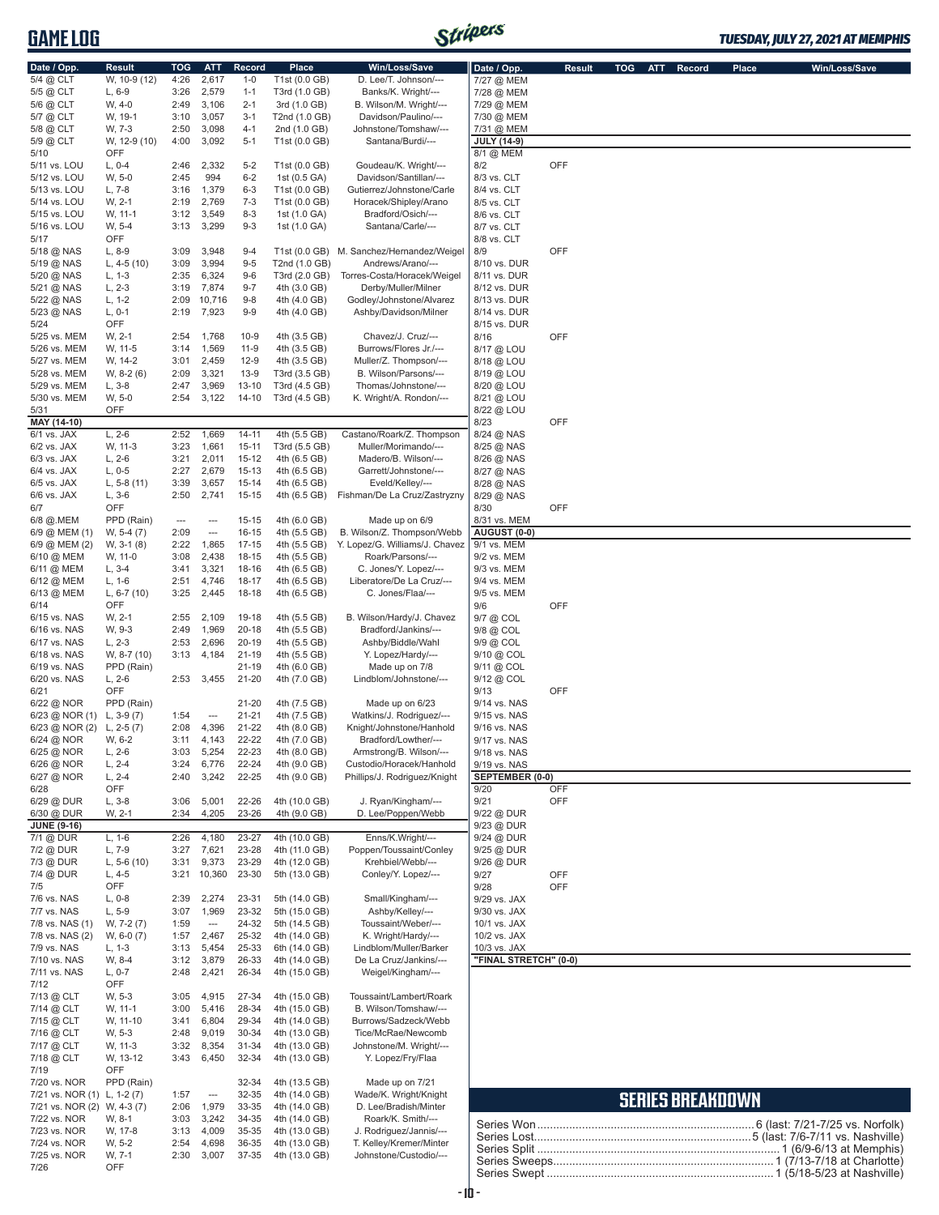# GAME LOG

**TUESDAY, JULY 27, 2021 AT MEMPHIS**

| Date / Opp. | Result | TOG | ATT | Record | Place | Win/Loss/Save |
|---|---|---|---|---|---|---|
| 5/4 @ CLT | W, 10-9 (12) | 4:26 | 2,617 | 1-0 | T1st (0.0 GB) | D. Lee/T. Johnson/--- |
| 5/5 @ CLT | L, 6-9 | 3:26 | 2,579 | 1-1 | T3rd (1.0 GB) | Banks/K. Wright/--- |
| 5/6 @ CLT | W, 4-0 | 2:49 | 3,106 | 2-1 | 3rd (1.0 GB) | B. Wilson/M. Wright/--- |
| 5/7 @ CLT | W, 19-1 | 3:10 | 3,057 | 3-1 | T2nd (1.0 GB) | Davidson/Paulino/--- |
| 5/8 @ CLT | W, 7-3 | 2:50 | 3,098 | 4-1 | 2nd (1.0 GB) | Johnstone/Tomshaw/--- |
| 5/9 @ CLT | W, 12-9 (10) | 4:00 | 3,092 | 5-1 | T1st (0.0 GB) | Santana/Burdi/--- |
| 5/10 | OFF | | | | | |
| 5/11 vs. LOU | L, 0-4 | 2:46 | 2,332 | 5-2 | T1st (0.0 GB) | Goudeau/K. Wright/--- |
| 5/12 vs. LOU | W, 5-0 | 2:45 | 994 | 6-2 | 1st (0.5 GA) | Davidson/Santillan/--- |
| 5/13 vs. LOU | L, 7-8 | 3:16 | 1,379 | 6-3 | T1st (0.0 GB) | Gutierrez/Johnstone/Carle |
| 5/14 vs. LOU | W, 2-1 | 2:19 | 2,769 | 7-3 | T1st (0.0 GB) | Horacek/Shipley/Arano |
| 5/15 vs. LOU | W, 11-1 | 3:12 | 3,549 | 8-3 | 1st (1.0 GA) | Bradford/Osich/--- |
| 5/16 vs. LOU | W, 5-4 | 3:13 | 3,299 | 9-3 | 1st (1.0 GA) | Santana/Carle/--- |
| 5/17 | OFF | | | | | |
| 5/18 @ NAS | L, 8-9 | 3:09 | 3,948 | 9-4 | T1st (0.0 GB) | M. Sanchez/Hernandez/Weigel |
| 5/19 @ NAS | L, 4-5 (10) | 3:09 | 3,994 | 9-5 | T2nd (1.0 GB) | Andrews/Arano/--- |
| 5/20 @ NAS | L, 1-3 | 2:35 | 6,324 | 9-6 | T3rd (2.0 GB) | Torres-Costa/Horacek/Weigel |
| 5/21 @ NAS | L, 2-3 | 3:19 | 7,874 | 9-7 | 4th (3.0 GB) | Derby/Muller/Milner |
| 5/22 @ NAS | L, 1-2 | 2:09 | 10,716 | 9-8 | 4th (4.0 GB) | Godley/Johnstone/Alvarez |
| 5/23 @ NAS | L, 0-1 | 2:19 | 7,923 | 9-9 | 4th (4.0 GB) | Ashby/Davidson/Milner |
| 5/24 | OFF | | | | | |
| 5/25 vs. MEM | W, 2-1 | 2:54 | 1,768 | 10-9 | 4th (3.5 GB) | Chavez/J. Cruz/--- |
| 5/26 vs. MEM | W, 11-5 | 3:14 | 1,569 | 11-9 | 4th (3.5 GB) | Burrows/Flores Jr./--- |
| 5/27 vs. MEM | W, 14-2 | 3:01 | 2,459 | 12-9 | 4th (3.5 GB) | Muller/Z. Thompson/--- |
| 5/28 vs. MEM | W, 8-2 (6) | 2:09 | 3,321 | 13-9 | T3rd (3.5 GB) | B. Wilson/Parsons/--- |
| 5/29 vs. MEM | L, 3-8 | 2:47 | 3,969 | 13-10 | T3rd (4.5 GB) | Thomas/Johnstone/--- |
| 5/30 vs. MEM | W, 5-0 | 2:54 | 3,122 | 14-10 | T3rd (4.5 GB) | K. Wright/A. Rondon/--- |
| 5/31 | OFF | | | | | |
| **MAY (14-10)** | | | | | | |
| 6/1 vs. JAX | L, 2-6 | 2:52 | 1,669 | 14-11 | 4th (5.5 GB) | Castano/Roark/Z. Thompson |
| 6/2 vs. JAX | W, 11-3 | 3:23 | 1,661 | 15-11 | T3rd (5.5 GB) | Muller/Morimando/--- |
| 6/3 vs. JAX | L, 2-6 | 3:21 | 2,011 | 15-12 | 4th (6.5 GB) | Madero/B. Wilson/--- |
| 6/4 vs. JAX | L, 0-5 | 2:27 | 2,679 | 15-13 | 4th (6.5 GB) | Garrett/Johnstone/--- |
| 6/5 vs. JAX | L, 5-8 (11) | 3:39 | 3,657 | 15-14 | 4th (6.5 GB) | Eveld/Kelley/--- |
| 6/6 vs. JAX | L, 3-6 | 2:50 | 2,741 | 15-15 | 4th (6.5 GB) | Fishman/De La Cruz/Zastryzny |
| 6/7 | OFF | | | | | |
| 6/8 @ MEM | PPD (Rain) | --- | --- | 15-15 | 4th (6.0 GB) | Made up on 6/9 |
| 6/9 @ MEM (1) | W, 5-4 (7) | 2:09 | --- | 16-15 | 4th (5.5 GB) | B. Wilson/Z. Thompson/Webb |
| 6/9 @ MEM (2) | W, 3-1 (8) | 2:22 | 1,865 | 17-15 | 4th (5.5 GB) | Y. Lopez/G. Williams/J. Chavez |
| 6/10 @ MEM | W, 11-0 | 3:08 | 2,438 | 18-15 | 4th (5.5 GB) | Roark/Parsons/--- |
| 6/11 @ MEM | L, 3-4 | 3:41 | 3,321 | 18-16 | 4th (6.5 GB) | C. Jones/Y. Lopez/--- |
| 6/12 @ MEM | L, 1-6 | 2:51 | 4,746 | 18-17 | 4th (6.5 GB) | Liberatore/De La Cruz/--- |
| 6/13 @ MEM | L, 6-7 (10) | 3:25 | 2,445 | 18-18 | 4th (6.5 GB) | C. Jones/Flaa/--- |
| 6/14 | OFF | | | | | |
| 6/15 vs. NAS | W, 2-1 | 2:55 | 2,109 | 19-18 | 4th (5.5 GB) | B. Wilson/Hardy/J. Chavez |
| 6/16 vs. NAS | W, 9-3 | 2:49 | 1,969 | 20-18 | 4th (5.5 GB) | Bradford/Jankins/--- |
| 6/17 vs. NAS | L, 2-3 | 2:53 | 2,696 | 20-19 | 4th (5.5 GB) | Ashby/Biddle/Wahl |
| 6/18 vs. NAS | W, 8-7 (10) | 3:13 | 4,184 | 21-19 | 4th (5.5 GB) | Y. Lopez/Hardy/--- |
| 6/19 vs. NAS | PPD (Rain) | | | 21-19 | 4th (6.0 GB) | Made up on 7/8 |
| 6/20 vs. NAS | L, 2-6 | 2:53 | 3,455 | 21-20 | 4th (7.0 GB) | Lindblom/Johnstone/--- |
| 6/21 | OFF | | | | | |
| 6/22 @ NOR | PPD (Rain) | | | 21-20 | 4th (7.5 GB) | Made up on 6/23 |
| 6/23 @ NOR (1) | L, 3-9 (7) | 1:54 | --- | 21-21 | 4th (7.5 GB) | Watkins/J. Rodriguez/--- |
| 6/23 @ NOR (2) | L, 2-5 (7) | 2:08 | 4,396 | 21-22 | 4th (8.0 GB) | Knight/Johnstone/Hanhold |
| 6/24 @ NOR | W, 6-2 | 3:11 | 4,143 | 22-22 | 4th (7.0 GB) | Bradford/Lowther/--- |
| 6/25 @ NOR | L, 2-6 | 3:03 | 5,254 | 22-23 | 4th (8.0 GB) | Armstrong/B. Wilson/--- |
| 6/26 @ NOR | L, 2-4 | 3:24 | 6,776 | 22-24 | 4th (9.0 GB) | Custodio/Horacek/Hanhold |
| 6/27 @ NOR | L, 2-4 | 2:40 | 3,242 | 22-25 | 4th (9.0 GB) | Phillips/J. Rodriguez/Knight |
| 6/28 | OFF | | | | | |
| 6/29 @ DUR | L, 3-8 | 3:06 | 5,001 | 22-26 | 4th (10.0 GB) | J. Ryan/Kingham/--- |
| 6/30 @ DUR | W, 2-1 | 2:34 | 4,205 | 23-26 | 4th (9.0 GB) | D. Lee/Poppen/Webb |
| **JUNE (9-16)** | | | | | | |
| 7/1 @ DUR | L, 1-6 | 2:26 | 4,180 | 23-27 | 4th (10.0 GB) | Enns/K.Wright/--- |
| 7/2 @ DUR | L, 7-9 | 3:27 | 7,621 | 23-28 | 4th (11.0 GB) | Poppen/Toussaint/Conley |
| 7/3 @ DUR | L, 5-6 (10) | 3:31 | 9,373 | 23-29 | 4th (12.0 GB) | Krehbiel/Webb/--- |
| 7/4 @ DUR | L, 4-5 | 3:21 | 10,360 | 23-30 | 5th (13.0 GB) | Conley/Y. Lopez/--- |
| 7/5 | OFF | | | | | |
| 7/6 vs. NAS | L, 0-8 | 2:39 | 2,274 | 23-31 | 5th (14.0 GB) | Small/Kingham/--- |
| 7/7 vs. NAS | L, 5-9 | 3:07 | 1,969 | 23-32 | 5th (15.0 GB) | Ashby/Kelley/--- |
| 7/8 vs. NAS (1) | W, 7-2 (7) | 1:59 | --- | 24-32 | 5th (14.5 GB) | Toussaint/Weber/--- |
| 7/8 vs. NAS (2) | W, 6-0 (7) | 1:57 | 2,467 | 25-32 | 4th (14.0 GB) | K. Wright/Hardy/--- |
| 7/9 vs. NAS | L, 1-3 | 3:13 | 5,454 | 25-33 | 6th (14.0 GB) | Lindblom/Muller/Barker |
| 7/10 vs. NAS | W, 8-4 | 3:12 | 3,879 | 26-33 | 4th (14.0 GB) | De La Cruz/Jankins/--- |
| 7/11 vs. NAS | L, 0-7 | 2:48 | 2,421 | 26-34 | 4th (15.0 GB) | Weigel/Kingham/--- |
| 7/12 | OFF | | | | | |
| 7/13 @ CLT | W, 5-3 | 3:05 | 4,915 | 27-34 | 4th (15.0 GB) | Toussaint/Lambert/Roark |
| 7/14 @ CLT | W, 11-1 | 3:00 | 5,416 | 28-34 | 4th (15.0 GB) | B. Wilson/Tomshaw/--- |
| 7/15 @ CLT | W, 11-10 | 3:41 | 6,804 | 29-34 | 4th (14.0 GB) | Burrows/Sadzeck/Webb |
| 7/16 @ CLT | W, 5-3 | 2:48 | 9,019 | 30-34 | 4th (13.0 GB) | Tice/McRae/Newcomb |
| 7/17 @ CLT | W, 11-3 | 3:32 | 8,354 | 31-34 | 4th (13.0 GB) | Johnstone/M. Wright/--- |
| 7/18 @ CLT | W, 13-12 | 3:43 | 6,450 | 32-34 | 4th (13.0 GB) | Y. Lopez/Fry/Flaa |
| 7/19 | OFF | | | | | |
| 7/20 vs. NOR | PPD (Rain) | | | 32-34 | 4th (13.5 GB) | Made up on 7/21 |
| 7/21 vs. NOR (1) | L, 1-2 (7) | 1:57 | --- | 32-35 | 4th (14.0 GB) | Wade/K. Wright/Knight |
| 7/21 vs. NOR (2) | W, 4-3 (7) | 2:06 | 1,979 | 33-35 | 4th (14.0 GB) | D. Lee/Bradish/Minter |
| 7/22 vs. NOR | W, 8-1 | 3:03 | 3,242 | 34-35 | 4th (14.0 GB) | Roark/K. Smith/--- |
| 7/23 vs. NOR | W, 17-8 | 3:13 | 4,009 | 35-35 | 4th (13.0 GB) | J. Rodriguez/Jannis/--- |
| 7/24 vs. NOR | W, 5-2 | 2:54 | 4,698 | 36-35 | 4th (13.0 GB) | T. Kelley/Kremer/Minter |
| 7/25 vs. NOR | W, 7-1 | 2:30 | 3,007 | 37-35 | 4th (13.0 GB) | Johnstone/Custodio/--- |
| 7/26 | OFF | | | | | |

| Date / Opp. | Result | TOG | ATT | Record | Place | Win/Loss/Save |
|---|---|---|---|---|---|---|
| 7/27 @ MEM | | | | | | |
| 7/28 @ MEM | | | | | | |
| 7/29 @ MEM | | | | | | |
| 7/30 @ MEM | | | | | | |
| 7/31 @ MEM | | | | | | |
| **JULY (14-9)** | | | | | | |
| 8/1 @ MEM | | | | | | |
| 8/2 | OFF | | | | | |
| 8/3 vs. CLT | | | | | | |
| 8/4 vs. CLT | | | | | | |
| 8/5 vs. CLT | | | | | | |
| 8/6 vs. CLT | | | | | | |
| 8/7 vs. CLT | | | | | | |
| 8/8 vs. CLT | | | | | | |
| 8/9 | OFF | | | | | |
| 8/10 vs. DUR | | | | | | |
| 8/11 vs. DUR | | | | | | |
| 8/12 vs. DUR | | | | | | |
| 8/13 vs. DUR | | | | | | |
| 8/14 vs. DUR | | | | | | |
| 8/15 vs. DUR | | | | | | |
| 8/16 | OFF | | | | | |
| 8/17 @ LOU | | | | | | |
| 8/18 @ LOU | | | | | | |
| 8/19 @ LOU | | | | | | |
| 8/20 @ LOU | | | | | | |
| 8/21 @ LOU | | | | | | |
| 8/22 @ LOU | | | | | | |
| 8/23 | OFF | | | | | |
| 8/24 @ NAS | | | | | | |
| 8/25 @ NAS | | | | | | |
| 8/26 @ NAS | | | | | | |
| 8/27 @ NAS | | | | | | |
| 8/28 @ NAS | | | | | | |
| 8/29 @ NAS | | | | | | |
| 8/30 | OFF | | | | | |
| 8/31 vs. MEM | | | | | | |
| **AUGUST (0-0)** | | | | | | |
| 9/1 vs. MEM | | | | | | |
| 9/2 vs. MEM | | | | | | |
| 9/3 vs. MEM | | | | | | |
| 9/4 vs. MEM | | | | | | |
| 9/5 vs. MEM | | | | | | |
| 9/6 | OFF | | | | | |
| 9/7 @ COL | | | | | | |
| 9/8 @ COL | | | | | | |
| 9/9 @ COL | | | | | | |
| 9/10 @ COL | | | | | | |
| 9/11 @ COL | | | | | | |
| 9/12 @ COL | | | | | | |
| 9/13 | OFF | | | | | |
| 9/14 vs. NAS | | | | | | |
| 9/15 vs. NAS | | | | | | |
| 9/16 vs. NAS | | | | | | |
| 9/17 vs. NAS | | | | | | |
| 9/18 vs. NAS | | | | | | |
| 9/19 vs. NAS | | | | | | |
| **SEPTEMBER (0-0)** | | | | | | |
| 9/20 | OFF | | | | | |
| 9/21 | OFF | | | | | |
| 9/22 @ DUR | | | | | | |
| 9/23 @ DUR | | | | | | |
| 9/24 @ DUR | | | | | | |
| 9/25 @ DUR | | | | | | |
| 9/26 @ DUR | | | | | | |
| 9/27 | OFF | | | | | |
| 9/28 | OFF | | | | | |
| 9/29 vs. JAX | | | | | | |
| 9/30 vs. JAX | | | | | | |
| 10/1 vs. JAX | | | | | | |
| 10/2 vs. JAX | | | | | | |
| 10/3 vs. JAX | | | | | | |
| **"FINAL STRETCH" (0-0)** | | | | | | |

## SERIES BREAKDOWN

Series Won .......... 6 (last: 7/21-7/25 vs. Norfolk)
Series Lost .......... 5 (last: 7/6-7/11 vs. Nashville)
Series Split .......... 1 (6/9-6/13 at Memphis)
Series Sweeps .......... 1 (7/13-7/18 at Charlotte)
Series Swept .......... 1 (5/18-5/23 at Nashville)